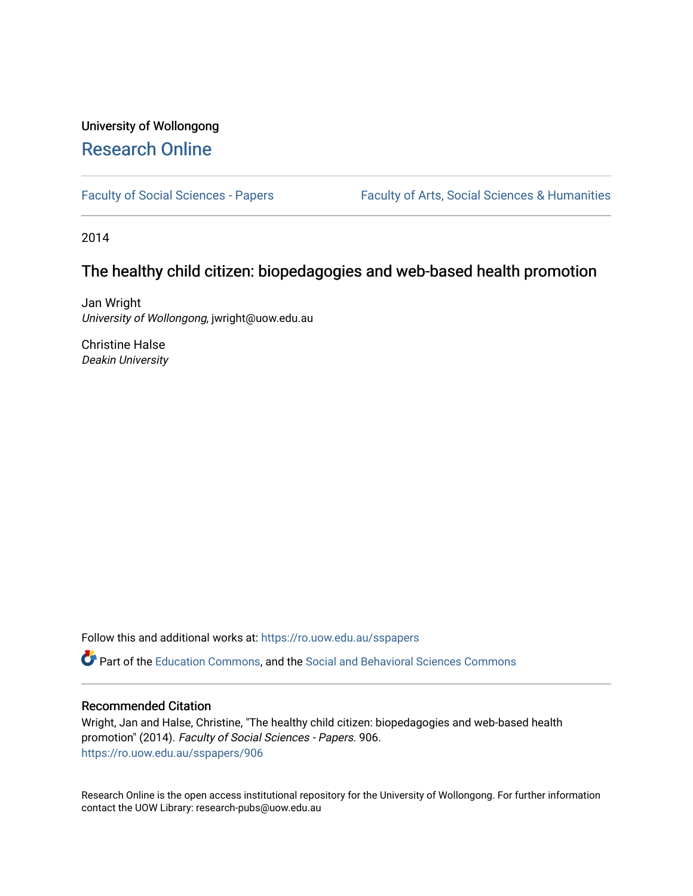University of Wollongong

# Research Online

Faculty of Social Sciences - Papers | Faculty of Arts, Social Sciences & Humanities

2014

## The healthy child citizen: biopedagogies and web-based health promotion

Jan Wright
*University of Wollongong*, jwright@uow.edu.au

Christine Halse
*Deakin University*

Follow this and additional works at: https://ro.uow.edu.au/sspapers

Part of the Education Commons, and the Social and Behavioral Sciences Commons

### Recommended Citation

Wright, Jan and Halse, Christine, "The healthy child citizen: biopedagogies and web-based health promotion" (2014). *Faculty of Social Sciences - Papers*. 906.
https://ro.uow.edu.au/sspapers/906

Research Online is the open access institutional repository for the University of Wollongong. For further information contact the UOW Library: research-pubs@uow.edu.au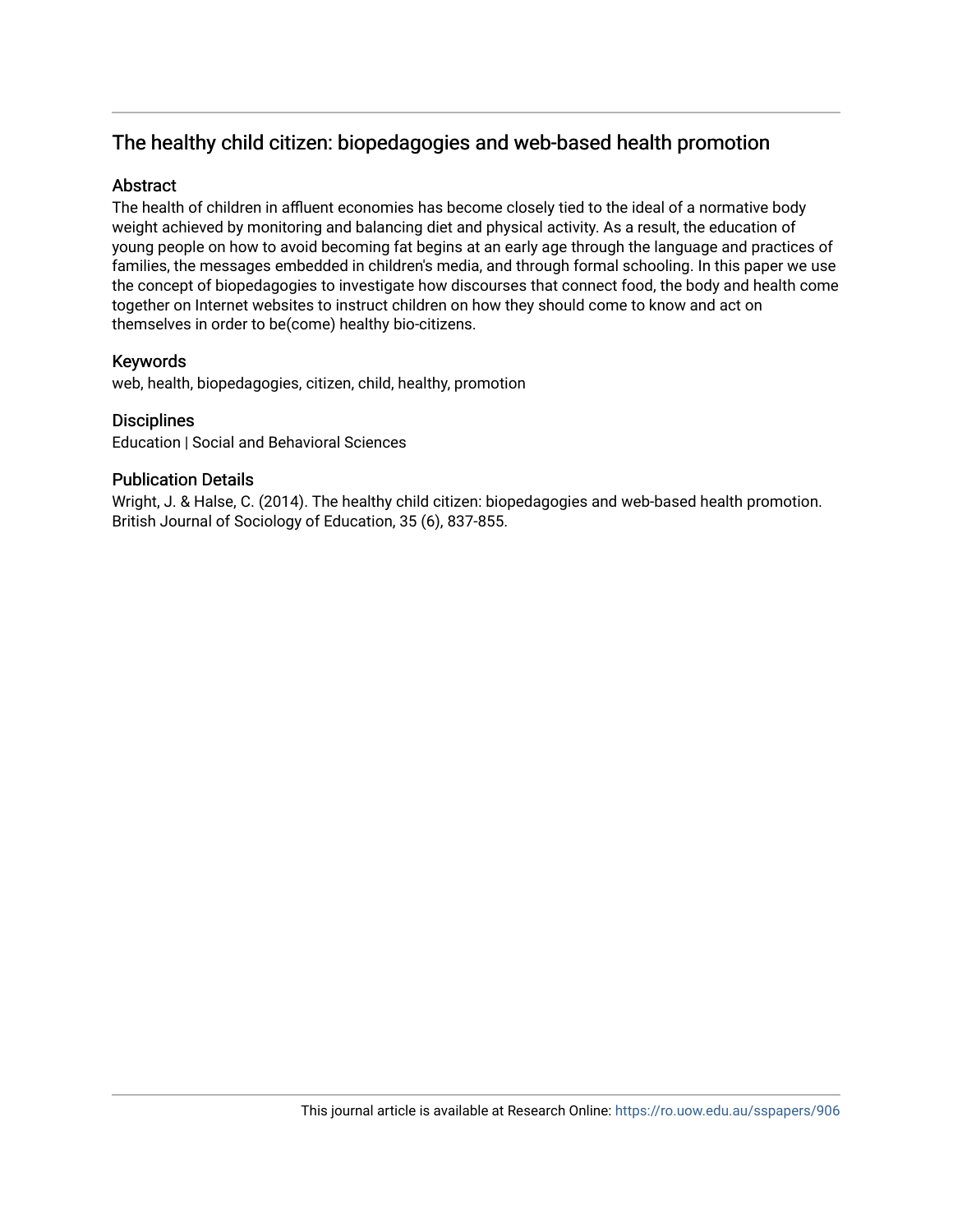## The healthy child citizen: biopedagogies and web-based health promotion

### Abstract

The health of children in affluent economies has become closely tied to the ideal of a normative body weight achieved by monitoring and balancing diet and physical activity. As a result, the education of young people on how to avoid becoming fat begins at an early age through the language and practices of families, the messages embedded in children's media, and through formal schooling. In this paper we use the concept of biopedagogies to investigate how discourses that connect food, the body and health come together on Internet websites to instruct children on how they should come to know and act on themselves in order to be(come) healthy bio-citizens.

### Keywords

web, health, biopedagogies, citizen, child, healthy, promotion

### Disciplines

Education | Social and Behavioral Sciences

### Publication Details

Wright, J. & Halse, C. (2014). The healthy child citizen: biopedagogies and web-based health promotion. British Journal of Sociology of Education, 35 (6), 837-855.

This journal article is available at Research Online: https://ro.uow.edu.au/sspapers/906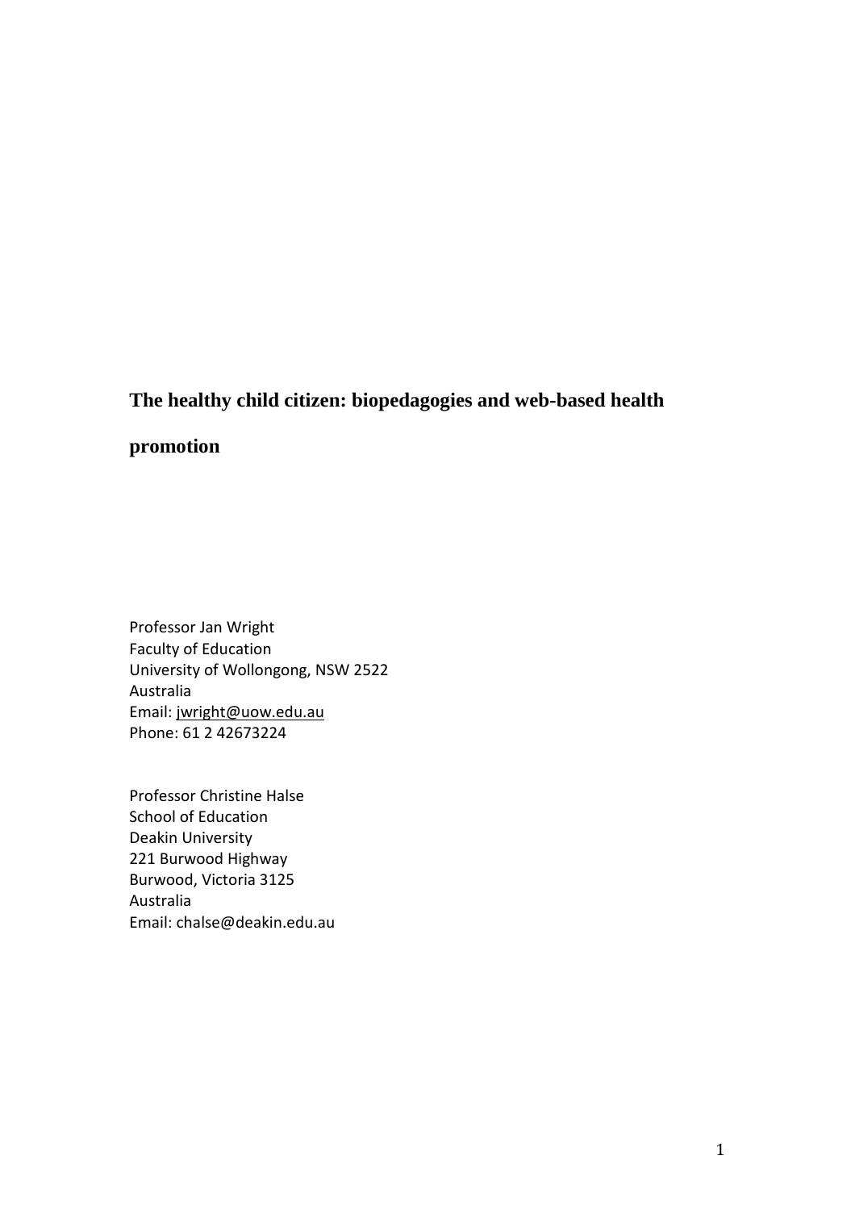# The healthy child citizen: biopedagogies and web-based health promotion

Professor Jan Wright
Faculty of Education
University of Wollongong, NSW 2522
Australia
Email: jwright@uow.edu.au
Phone: 61 2 42673224

Professor Christine Halse
School of Education
Deakin University
221 Burwood Highway
Burwood, Victoria 3125
Australia
Email: chalse@deakin.edu.au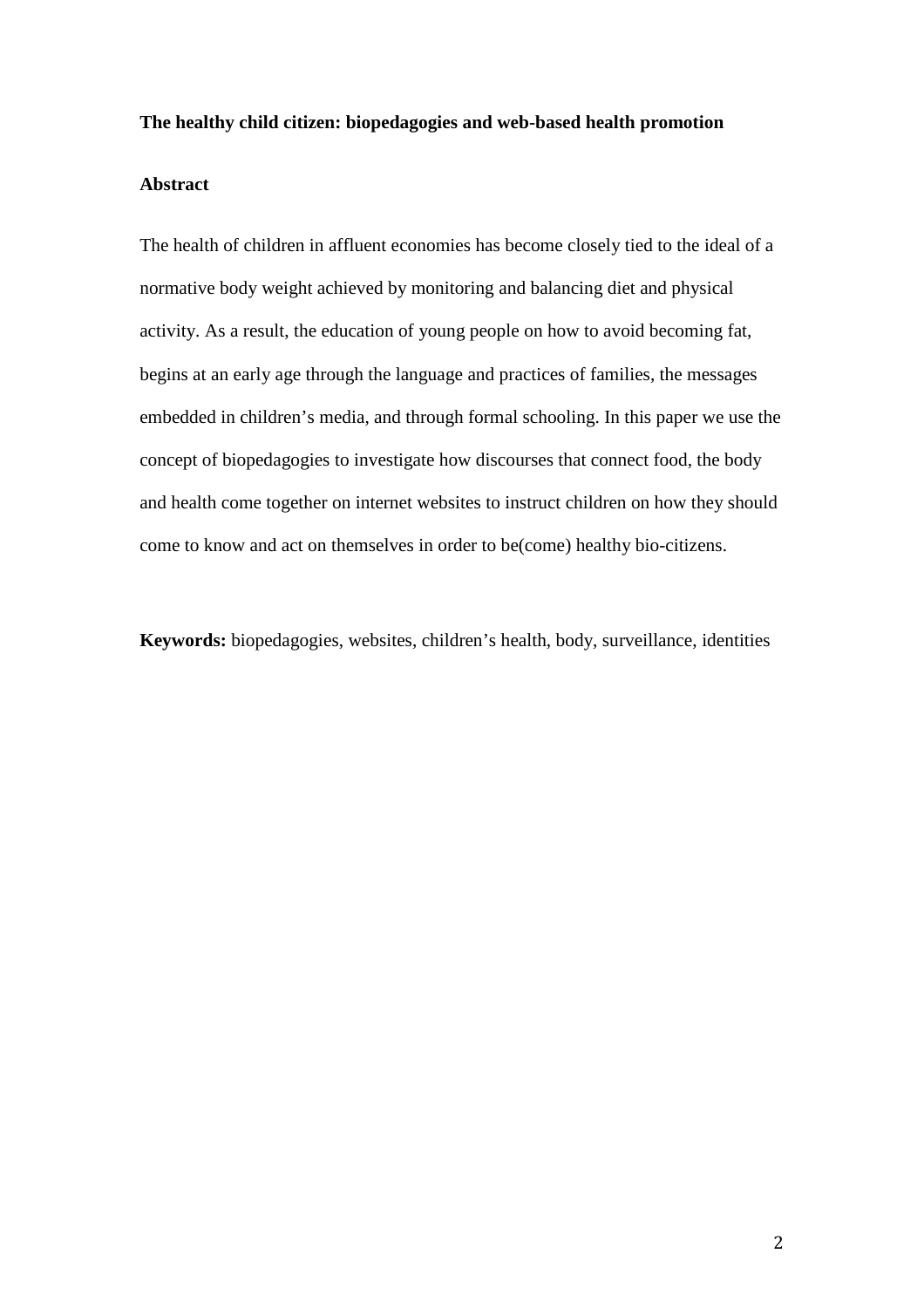**The healthy child citizen: biopedagogies and web-based health promotion**

**Abstract**

The health of children in affluent economies has become closely tied to the ideal of a normative body weight achieved by monitoring and balancing diet and physical activity. As a result, the education of young people on how to avoid becoming fat, begins at an early age through the language and practices of families, the messages embedded in children's media, and through formal schooling. In this paper we use the concept of biopedagogies to investigate how discourses that connect food, the body and health come together on internet websites to instruct children on how they should come to know and act on themselves in order to be(come) healthy bio-citizens.

**Keywords:** biopedagogies, websites, children's health, body, surveillance, identities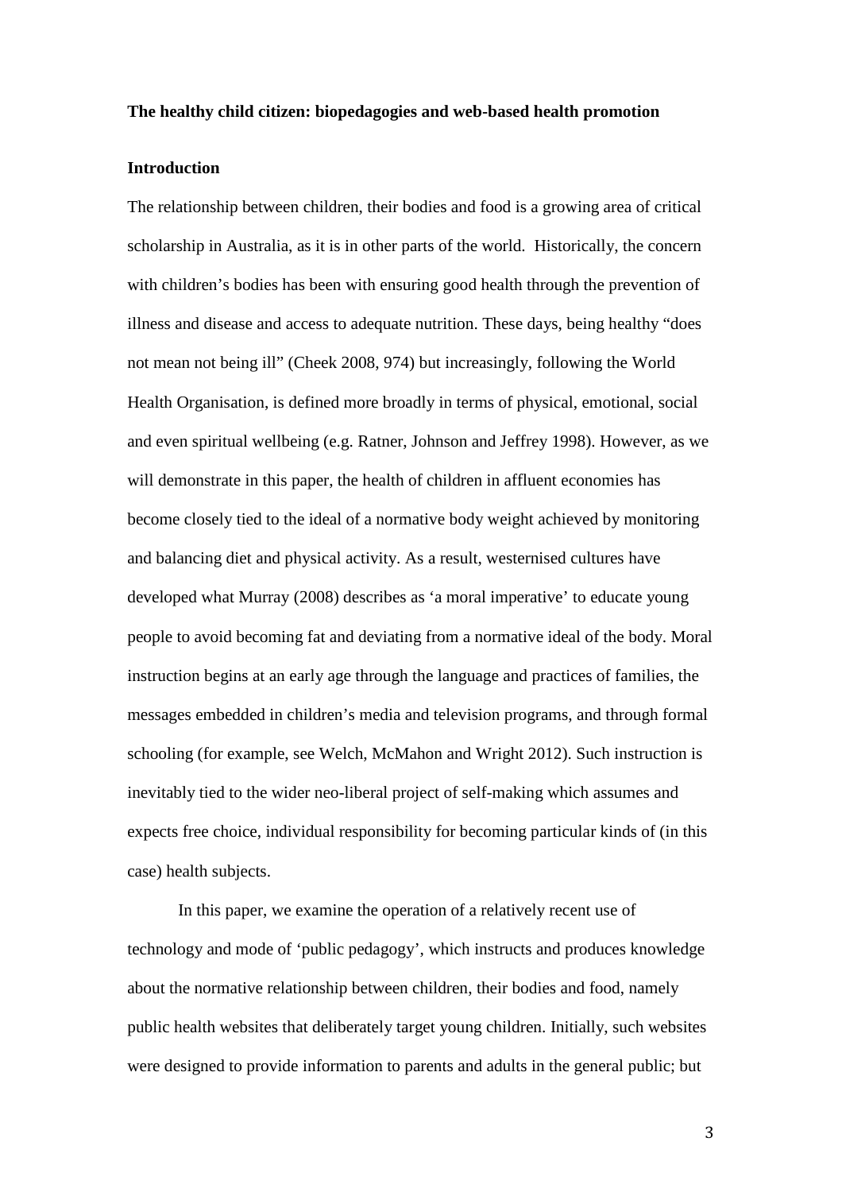**The healthy child citizen: biopedagogies and web-based health promotion**

**Introduction**

The relationship between children, their bodies and food is a growing area of critical scholarship in Australia, as it is in other parts of the world. Historically, the concern with children's bodies has been with ensuring good health through the prevention of illness and disease and access to adequate nutrition. These days, being healthy "does not mean not being ill" (Cheek 2008, 974) but increasingly, following the World Health Organisation, is defined more broadly in terms of physical, emotional, social and even spiritual wellbeing (e.g. Ratner, Johnson and Jeffrey 1998). However, as we will demonstrate in this paper, the health of children in affluent economies has become closely tied to the ideal of a normative body weight achieved by monitoring and balancing diet and physical activity. As a result, westernised cultures have developed what Murray (2008) describes as 'a moral imperative' to educate young people to avoid becoming fat and deviating from a normative ideal of the body. Moral instruction begins at an early age through the language and practices of families, the messages embedded in children's media and television programs, and through formal schooling (for example, see Welch, McMahon and Wright 2012). Such instruction is inevitably tied to the wider neo-liberal project of self-making which assumes and expects free choice, individual responsibility for becoming particular kinds of (in this case) health subjects.

In this paper, we examine the operation of a relatively recent use of technology and mode of 'public pedagogy', which instructs and produces knowledge about the normative relationship between children, their bodies and food, namely public health websites that deliberately target young children. Initially, such websites were designed to provide information to parents and adults in the general public; but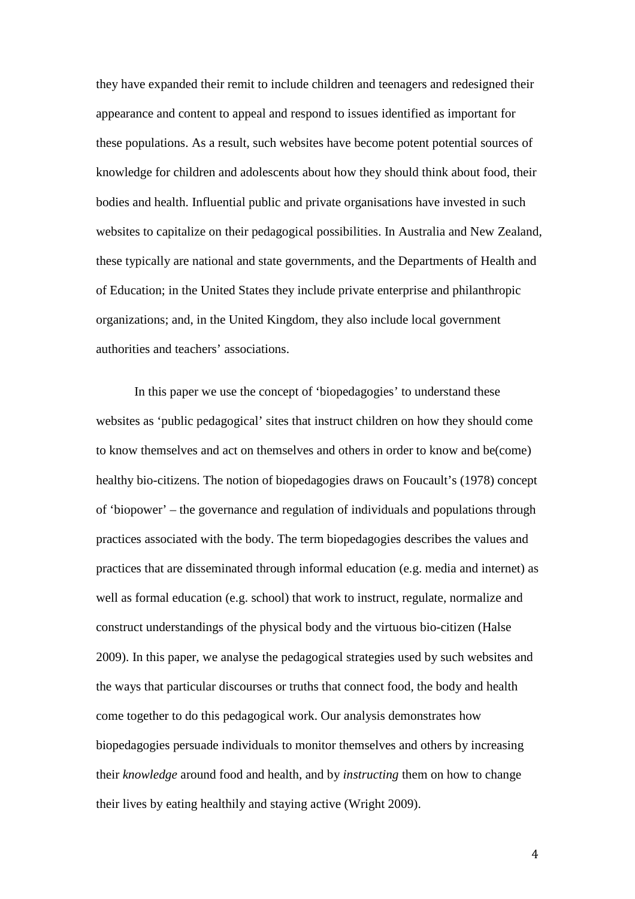they have expanded their remit to include children and teenagers and redesigned their appearance and content to appeal and respond to issues identified as important for these populations. As a result, such websites have become potent potential sources of knowledge for children and adolescents about how they should think about food, their bodies and health. Influential public and private organisations have invested in such websites to capitalize on their pedagogical possibilities. In Australia and New Zealand, these typically are national and state governments, and the Departments of Health and of Education; in the United States they include private enterprise and philanthropic organizations; and, in the United Kingdom, they also include local government authorities and teachers' associations.

In this paper we use the concept of 'biopedagogies' to understand these websites as 'public pedagogical' sites that instruct children on how they should come to know themselves and act on themselves and others in order to know and be(come) healthy bio-citizens. The notion of biopedagogies draws on Foucault's (1978) concept of 'biopower' – the governance and regulation of individuals and populations through practices associated with the body. The term biopedagogies describes the values and practices that are disseminated through informal education (e.g. media and internet) as well as formal education (e.g. school) that work to instruct, regulate, normalize and construct understandings of the physical body and the virtuous bio-citizen (Halse 2009). In this paper, we analyse the pedagogical strategies used by such websites and the ways that particular discourses or truths that connect food, the body and health come together to do this pedagogical work. Our analysis demonstrates how biopedagogies persuade individuals to monitor themselves and others by increasing their *knowledge* around food and health, and by *instructing* them on how to change their lives by eating healthily and staying active (Wright 2009).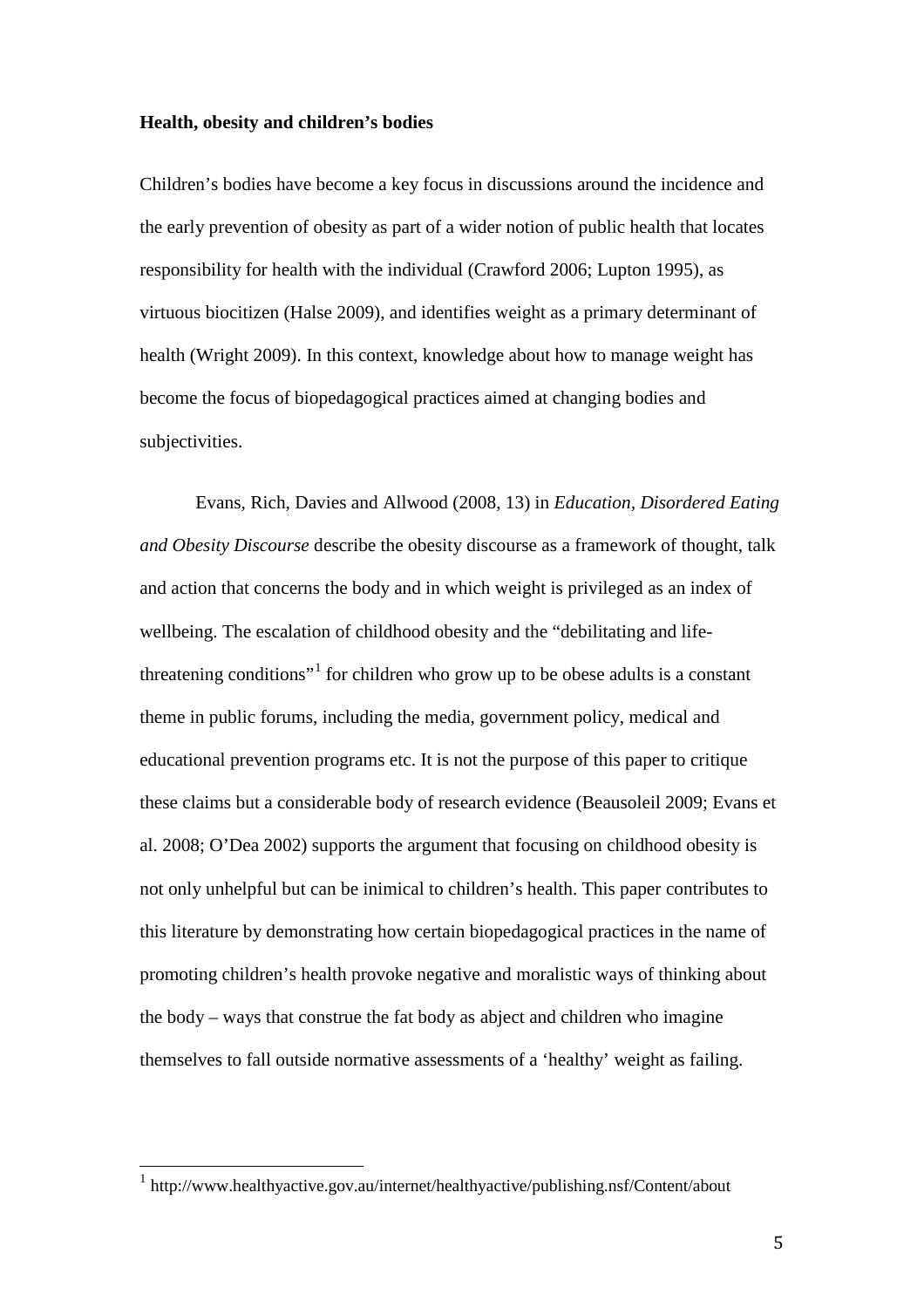**Health, obesity and children's bodies**

Children's bodies have become a key focus in discussions around the incidence and the early prevention of obesity as part of a wider notion of public health that locates responsibility for health with the individual (Crawford 2006; Lupton 1995), as virtuous biocitizen (Halse 2009), and identifies weight as a primary determinant of health (Wright 2009). In this context, knowledge about how to manage weight has become the focus of biopedagogical practices aimed at changing bodies and subjectivities.

Evans, Rich, Davies and Allwood (2008, 13) in *Education, Disordered Eating and Obesity Discourse* describe the obesity discourse as a framework of thought, talk and action that concerns the body and in which weight is privileged as an index of wellbeing. The escalation of childhood obesity and the "debilitating and life-threatening conditions"[1] for children who grow up to be obese adults is a constant theme in public forums, including the media, government policy, medical and educational prevention programs etc. It is not the purpose of this paper to critique these claims but a considerable body of research evidence (Beausoleil 2009; Evans et al. 2008; O'Dea 2002) supports the argument that focusing on childhood obesity is not only unhelpful but can be inimical to children's health. This paper contributes to this literature by demonstrating how certain biopedagogical practices in the name of promoting children's health provoke negative and moralistic ways of thinking about the body – ways that construe the fat body as abject and children who imagine themselves to fall outside normative assessments of a 'healthy' weight as failing.

[1] http://www.healthyactive.gov.au/internet/healthyactive/publishing.nsf/Content/about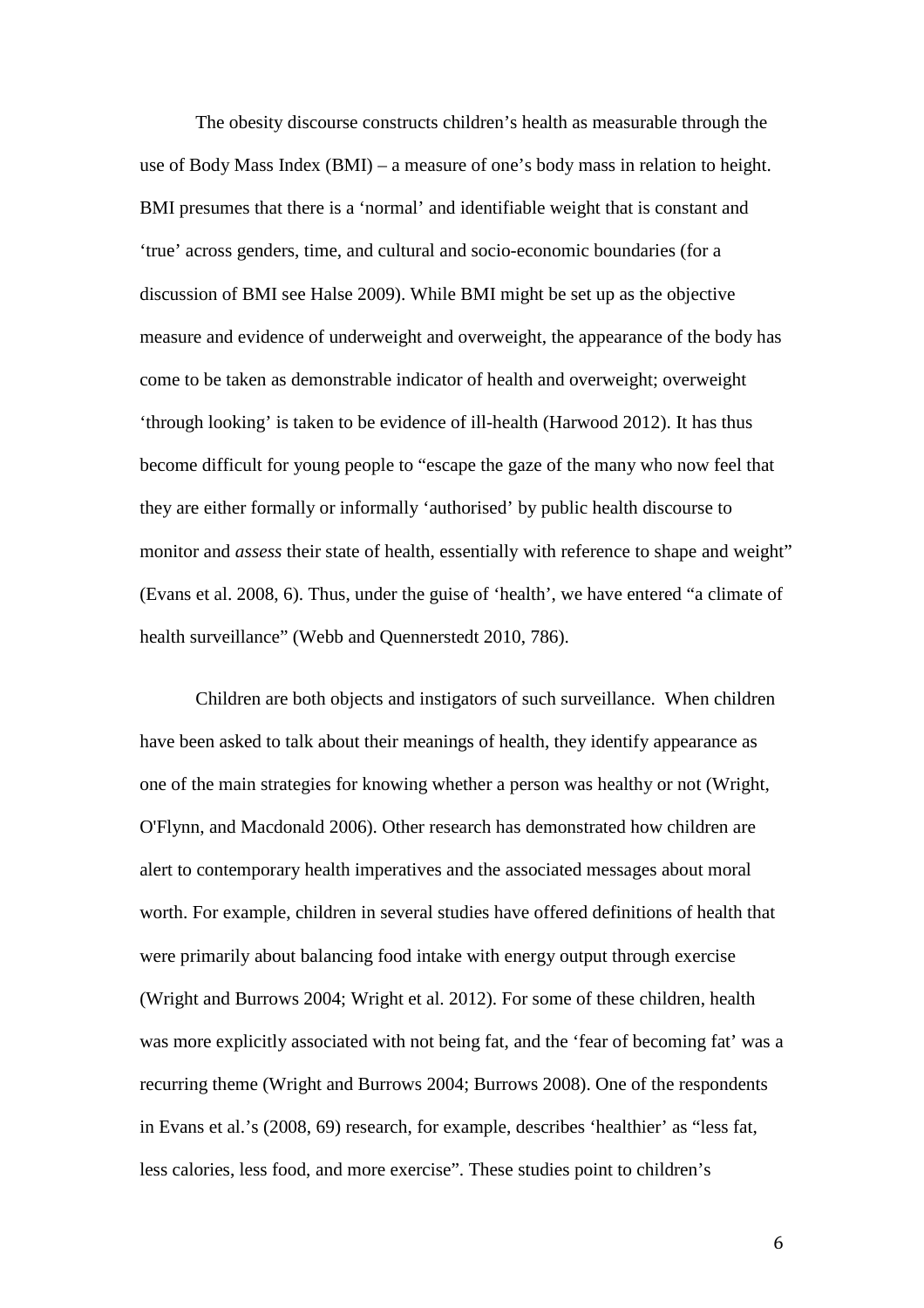The obesity discourse constructs children's health as measurable through the use of Body Mass Index (BMI) – a measure of one's body mass in relation to height. BMI presumes that there is a 'normal' and identifiable weight that is constant and 'true' across genders, time, and cultural and socio-economic boundaries (for a discussion of BMI see Halse 2009). While BMI might be set up as the objective measure and evidence of underweight and overweight, the appearance of the body has come to be taken as demonstrable indicator of health and overweight; overweight 'through looking' is taken to be evidence of ill-health (Harwood 2012). It has thus become difficult for young people to "escape the gaze of the many who now feel that they are either formally or informally 'authorised' by public health discourse to monitor and *assess* their state of health, essentially with reference to shape and weight" (Evans et al. 2008, 6). Thus, under the guise of 'health', we have entered "a climate of health surveillance" (Webb and Quennerstedt 2010, 786).

Children are both objects and instigators of such surveillance. When children have been asked to talk about their meanings of health, they identify appearance as one of the main strategies for knowing whether a person was healthy or not (Wright, O'Flynn, and Macdonald 2006). Other research has demonstrated how children are alert to contemporary health imperatives and the associated messages about moral worth. For example, children in several studies have offered definitions of health that were primarily about balancing food intake with energy output through exercise (Wright and Burrows 2004; Wright et al. 2012). For some of these children, health was more explicitly associated with not being fat, and the 'fear of becoming fat' was a recurring theme (Wright and Burrows 2004; Burrows 2008). One of the respondents in Evans et al.'s (2008, 69) research, for example, describes 'healthier' as "less fat, less calories, less food, and more exercise". These studies point to children's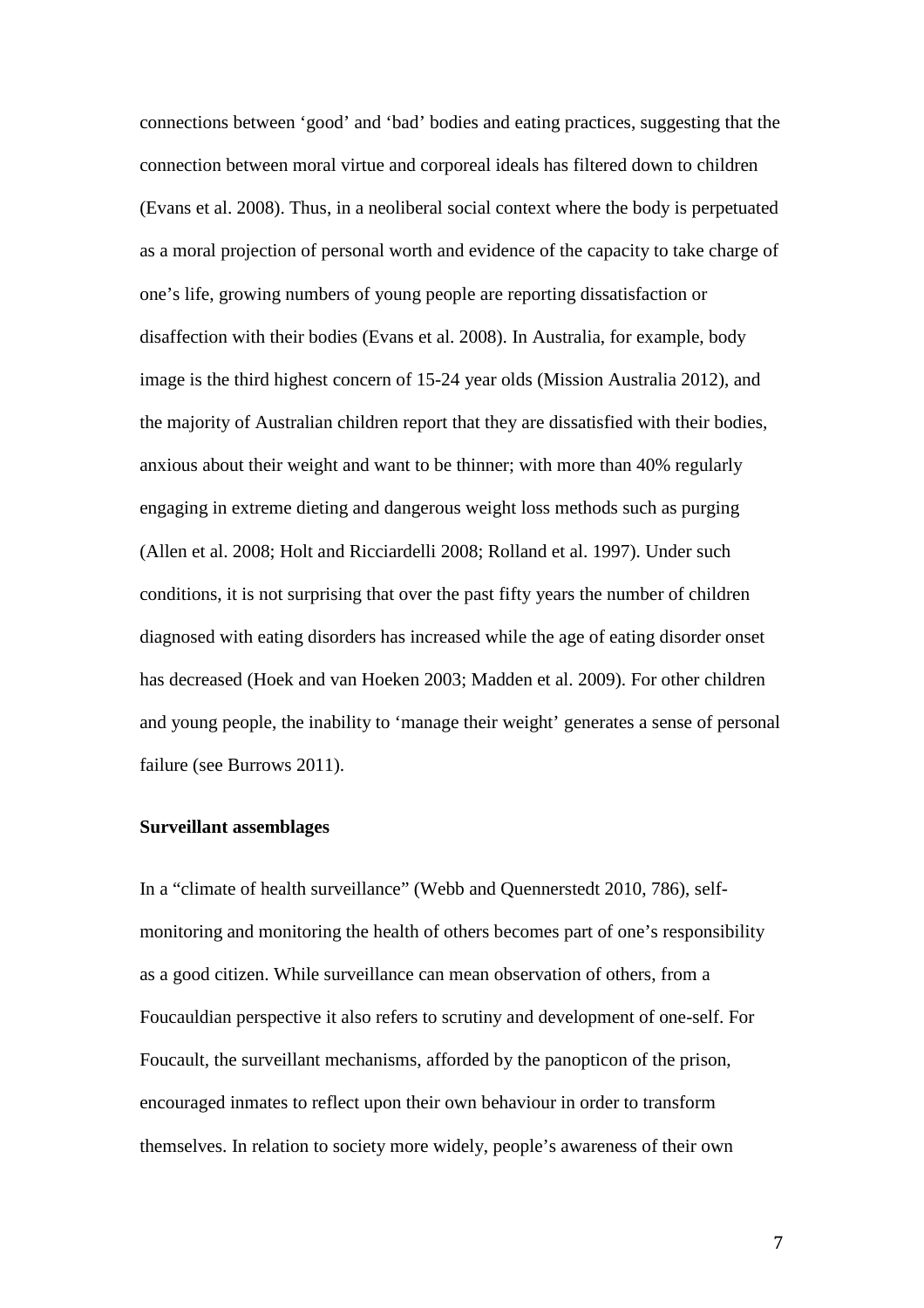connections between ‘good’ and ‘bad’ bodies and eating practices, suggesting that the connection between moral virtue and corporeal ideals has filtered down to children (Evans et al. 2008). Thus, in a neoliberal social context where the body is perpetuated as a moral projection of personal worth and evidence of the capacity to take charge of one’s life, growing numbers of young people are reporting dissatisfaction or disaffection with their bodies (Evans et al. 2008). In Australia, for example, body image is the third highest concern of 15-24 year olds (Mission Australia 2012), and the majority of Australian children report that they are dissatisfied with their bodies, anxious about their weight and want to be thinner; with more than 40% regularly engaging in extreme dieting and dangerous weight loss methods such as purging (Allen et al. 2008; Holt and Ricciardelli 2008; Rolland et al. 1997). Under such conditions, it is not surprising that over the past fifty years the number of children diagnosed with eating disorders has increased while the age of eating disorder onset has decreased (Hoek and van Hoeken 2003; Madden et al. 2009). For other children and young people, the inability to ‘manage their weight’ generates a sense of personal failure (see Burrows 2011).

**Surveillant assemblages**

In a “climate of health surveillance” (Webb and Quennerstedt 2010, 786), self-monitoring and monitoring the health of others becomes part of one’s responsibility as a good citizen. While surveillance can mean observation of others, from a Foucauldian perspective it also refers to scrutiny and development of one-self. For Foucault, the surveillant mechanisms, afforded by the panopticon of the prison, encouraged inmates to reflect upon their own behaviour in order to transform themselves. In relation to society more widely, people’s awareness of their own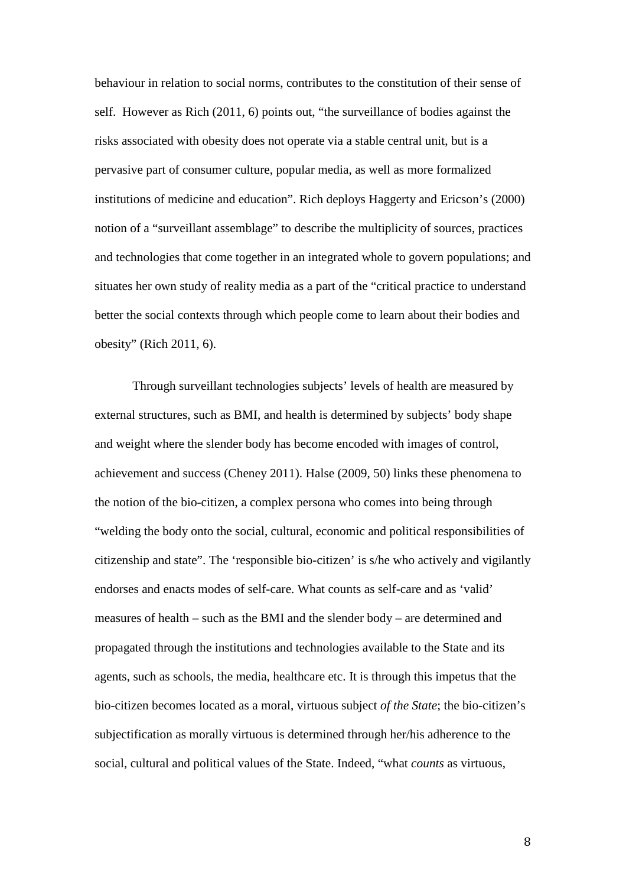behaviour in relation to social norms, contributes to the constitution of their sense of self. However as Rich (2011, 6) points out, "the surveillance of bodies against the risks associated with obesity does not operate via a stable central unit, but is a pervasive part of consumer culture, popular media, as well as more formalized institutions of medicine and education". Rich deploys Haggerty and Ericson's (2000) notion of a "surveillant assemblage" to describe the multiplicity of sources, practices and technologies that come together in an integrated whole to govern populations; and situates her own study of reality media as a part of the "critical practice to understand better the social contexts through which people come to learn about their bodies and obesity" (Rich 2011, 6).

Through surveillant technologies subjects' levels of health are measured by external structures, such as BMI, and health is determined by subjects' body shape and weight where the slender body has become encoded with images of control, achievement and success (Cheney 2011). Halse (2009, 50) links these phenomena to the notion of the bio-citizen, a complex persona who comes into being through "welding the body onto the social, cultural, economic and political responsibilities of citizenship and state". The 'responsible bio-citizen' is s/he who actively and vigilantly endorses and enacts modes of self-care. What counts as self-care and as 'valid' measures of health – such as the BMI and the slender body – are determined and propagated through the institutions and technologies available to the State and its agents, such as schools, the media, healthcare etc. It is through this impetus that the bio-citizen becomes located as a moral, virtuous subject *of the State*; the bio-citizen's subjectification as morally virtuous is determined through her/his adherence to the social, cultural and political values of the State. Indeed, "what *counts* as virtuous,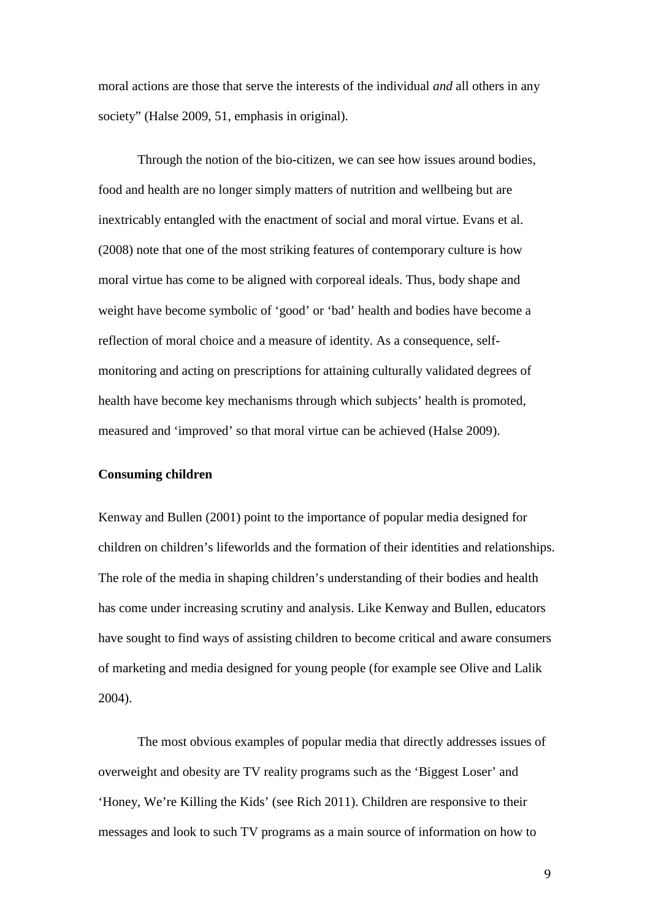moral actions are those that serve the interests of the individual *and* all others in any society" (Halse 2009, 51, emphasis in original).

Through the notion of the bio-citizen, we can see how issues around bodies, food and health are no longer simply matters of nutrition and wellbeing but are inextricably entangled with the enactment of social and moral virtue. Evans et al. (2008) note that one of the most striking features of contemporary culture is how moral virtue has come to be aligned with corporeal ideals. Thus, body shape and weight have become symbolic of 'good' or 'bad' health and bodies have become a reflection of moral choice and a measure of identity. As a consequence, self-monitoring and acting on prescriptions for attaining culturally validated degrees of health have become key mechanisms through which subjects' health is promoted, measured and 'improved' so that moral virtue can be achieved (Halse 2009).

**Consuming children**

Kenway and Bullen (2001) point to the importance of popular media designed for children on children's lifeworlds and the formation of their identities and relationships. The role of the media in shaping children's understanding of their bodies and health has come under increasing scrutiny and analysis. Like Kenway and Bullen, educators have sought to find ways of assisting children to become critical and aware consumers of marketing and media designed for young people (for example see Olive and Lalik 2004).

The most obvious examples of popular media that directly addresses issues of overweight and obesity are TV reality programs such as the 'Biggest Loser' and 'Honey, We're Killing the Kids' (see Rich 2011). Children are responsive to their messages and look to such TV programs as a main source of information on how to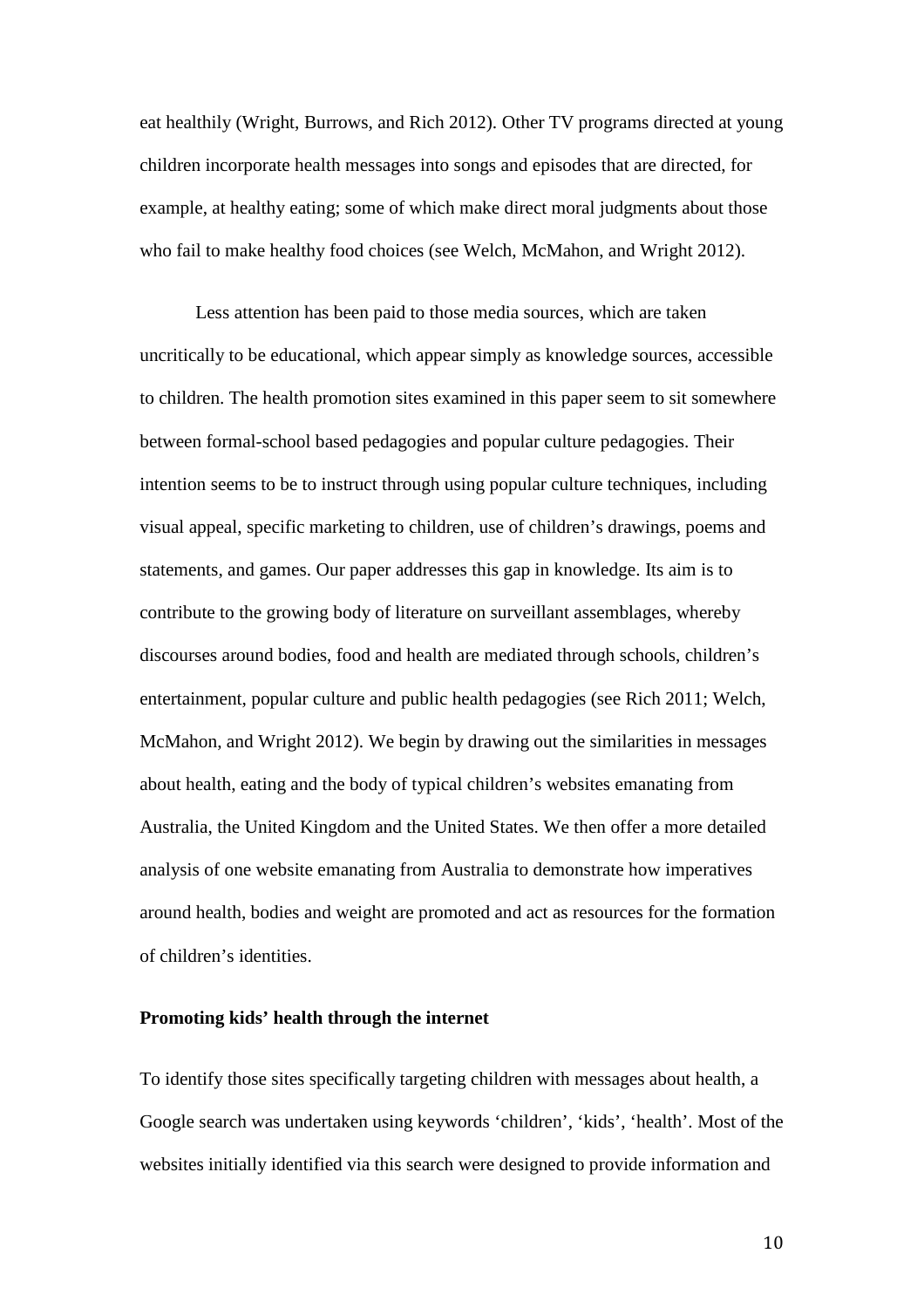eat healthily (Wright, Burrows, and Rich 2012). Other TV programs directed at young children incorporate health messages into songs and episodes that are directed, for example, at healthy eating; some of which make direct moral judgments about those who fail to make healthy food choices (see Welch, McMahon, and Wright 2012).

Less attention has been paid to those media sources, which are taken uncritically to be educational, which appear simply as knowledge sources, accessible to children. The health promotion sites examined in this paper seem to sit somewhere between formal-school based pedagogies and popular culture pedagogies. Their intention seems to be to instruct through using popular culture techniques, including visual appeal, specific marketing to children, use of children's drawings, poems and statements, and games. Our paper addresses this gap in knowledge. Its aim is to contribute to the growing body of literature on surveillant assemblages, whereby discourses around bodies, food and health are mediated through schools, children's entertainment, popular culture and public health pedagogies (see Rich 2011; Welch, McMahon, and Wright 2012). We begin by drawing out the similarities in messages about health, eating and the body of typical children's websites emanating from Australia, the United Kingdom and the United States. We then offer a more detailed analysis of one website emanating from Australia to demonstrate how imperatives around health, bodies and weight are promoted and act as resources for the formation of children's identities.

**Promoting kids' health through the internet**

To identify those sites specifically targeting children with messages about health, a Google search was undertaken using keywords 'children', 'kids', 'health'. Most of the websites initially identified via this search were designed to provide information and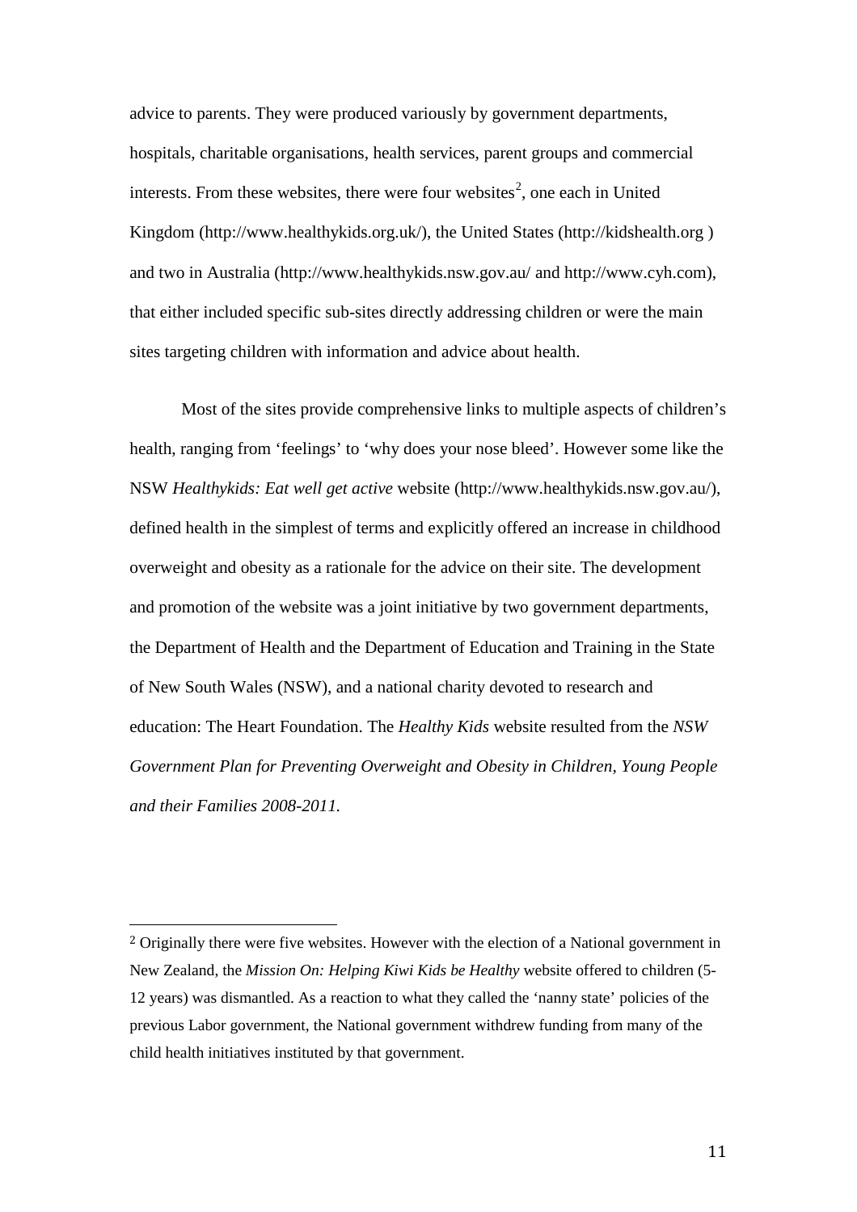advice to parents. They were produced variously by government departments, hospitals, charitable organisations, health services, parent groups and commercial interests. From these websites, there were four websites[2], one each in United Kingdom (http://www.healthykids.org.uk/), the United States (http://kidshealth.org ) and two in Australia (http://www.healthykids.nsw.gov.au/ and http://www.cyh.com), that either included specific sub-sites directly addressing children or were the main sites targeting children with information and advice about health.

Most of the sites provide comprehensive links to multiple aspects of children's health, ranging from 'feelings' to 'why does your nose bleed'. However some like the NSW *Healthykids: Eat well get active* website (http://www.healthykids.nsw.gov.au/), defined health in the simplest of terms and explicitly offered an increase in childhood overweight and obesity as a rationale for the advice on their site. The development and promotion of the website was a joint initiative by two government departments, the Department of Health and the Department of Education and Training in the State of New South Wales (NSW), and a national charity devoted to research and education: The Heart Foundation. The *Healthy Kids* website resulted from the *NSW Government Plan for Preventing Overweight and Obesity in Children, Young People and their Families 2008-2011.*

[2] Originally there were five websites. However with the election of a National government in New Zealand, the *Mission On: Helping Kiwi Kids be Healthy* website offered to children (5-12 years) was dismantled. As a reaction to what they called the 'nanny state' policies of the previous Labor government, the National government withdrew funding from many of the child health initiatives instituted by that government.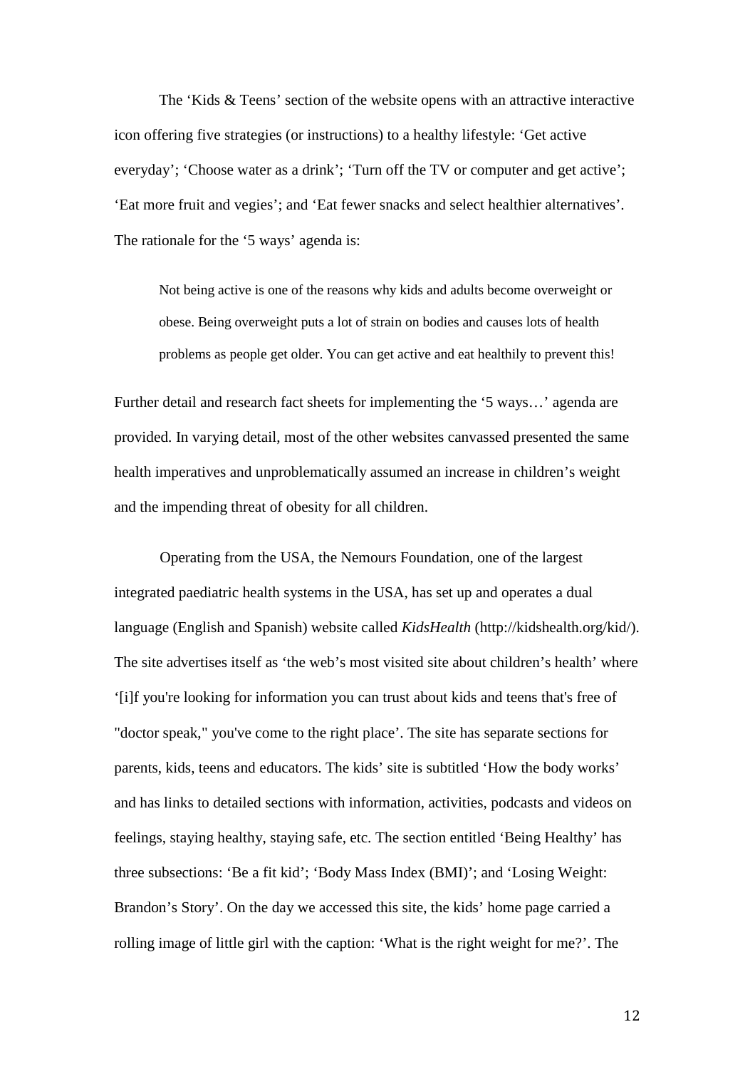The 'Kids & Teens' section of the website opens with an attractive interactive icon offering five strategies (or instructions) to a healthy lifestyle: 'Get active everyday'; 'Choose water as a drink'; 'Turn off the TV or computer and get active'; 'Eat more fruit and vegies'; and 'Eat fewer snacks and select healthier alternatives'. The rationale for the '5 ways' agenda is:

> Not being active is one of the reasons why kids and adults become overweight or obese. Being overweight puts a lot of strain on bodies and causes lots of health problems as people get older. You can get active and eat healthily to prevent this!

Further detail and research fact sheets for implementing the '5 ways…' agenda are provided. In varying detail, most of the other websites canvassed presented the same health imperatives and unproblematically assumed an increase in children's weight and the impending threat of obesity for all children.

Operating from the USA, the Nemours Foundation, one of the largest integrated paediatric health systems in the USA, has set up and operates a dual language (English and Spanish) website called *KidsHealth* (http://kidshealth.org/kid/). The site advertises itself as 'the web's most visited site about children's health' where '[i]f you're looking for information you can trust about kids and teens that's free of "doctor speak," you've come to the right place'. The site has separate sections for parents, kids, teens and educators. The kids' site is subtitled 'How the body works' and has links to detailed sections with information, activities, podcasts and videos on feelings, staying healthy, staying safe, etc. The section entitled 'Being Healthy' has three subsections: 'Be a fit kid'; 'Body Mass Index (BMI)'; and 'Losing Weight: Brandon's Story'. On the day we accessed this site, the kids' home page carried a rolling image of little girl with the caption: 'What is the right weight for me?'. The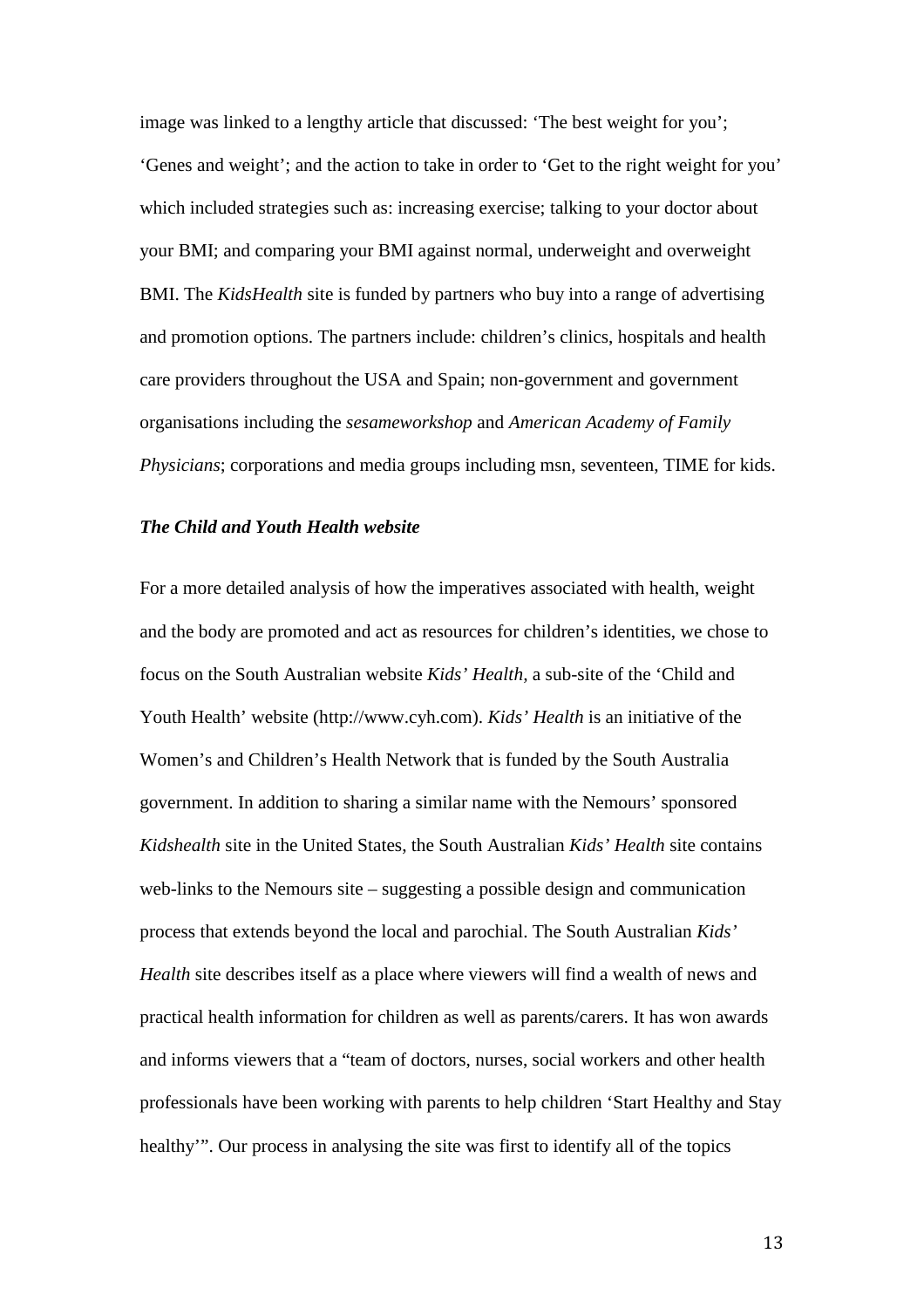image was linked to a lengthy article that discussed: 'The best weight for you'; 'Genes and weight'; and the action to take in order to 'Get to the right weight for you' which included strategies such as: increasing exercise; talking to your doctor about your BMI; and comparing your BMI against normal, underweight and overweight BMI. The *KidsHealth* site is funded by partners who buy into a range of advertising and promotion options. The partners include: children's clinics, hospitals and health care providers throughout the USA and Spain; non-government and government organisations including the *sesameworkshop* and *American Academy of Family Physicians*; corporations and media groups including msn, seventeen, TIME for kids.

### *The Child and Youth Health website*

For a more detailed analysis of how the imperatives associated with health, weight and the body are promoted and act as resources for children's identities, we chose to focus on the South Australian website *Kids' Health,* a sub-site of the 'Child and Youth Health' website (http://www.cyh.com). *Kids' Health* is an initiative of the Women's and Children's Health Network that is funded by the South Australia government. In addition to sharing a similar name with the Nemours' sponsored *Kidshealth* site in the United States, the South Australian *Kids' Health* site contains web-links to the Nemours site – suggesting a possible design and communication process that extends beyond the local and parochial. The South Australian *Kids' Health* site describes itself as a place where viewers will find a wealth of news and practical health information for children as well as parents/carers. It has won awards and informs viewers that a "team of doctors, nurses, social workers and other health professionals have been working with parents to help children 'Start Healthy and Stay healthy'". Our process in analysing the site was first to identify all of the topics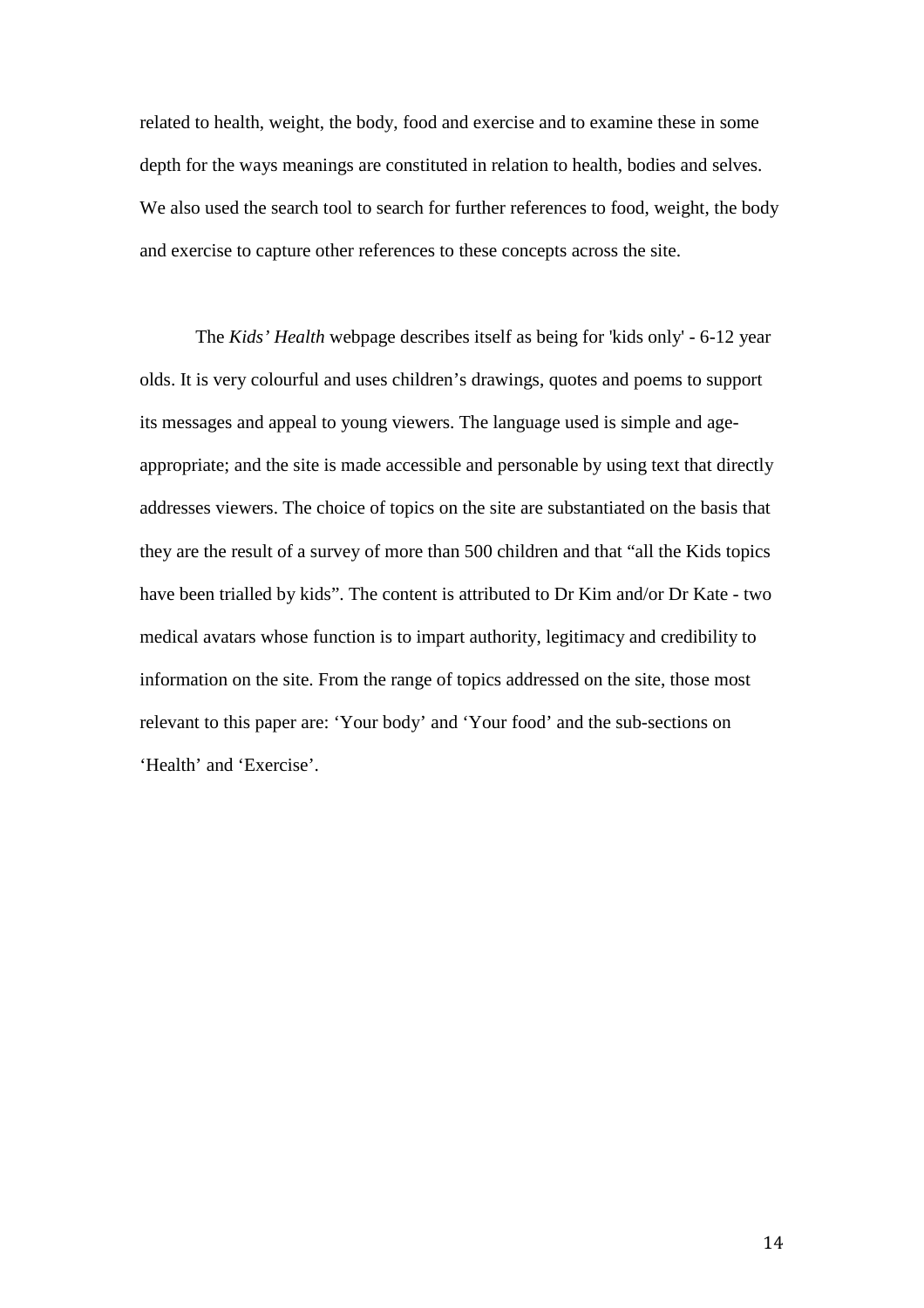related to health, weight, the body, food and exercise and to examine these in some depth for the ways meanings are constituted in relation to health, bodies and selves. We also used the search tool to search for further references to food, weight, the body and exercise to capture other references to these concepts across the site.

The *Kids' Health* webpage describes itself as being for 'kids only' - 6-12 year olds. It is very colourful and uses children's drawings, quotes and poems to support its messages and appeal to young viewers. The language used is simple and age-appropriate; and the site is made accessible and personable by using text that directly addresses viewers. The choice of topics on the site are substantiated on the basis that they are the result of a survey of more than 500 children and that "all the Kids topics have been trialled by kids". The content is attributed to Dr Kim and/or Dr Kate - two medical avatars whose function is to impart authority, legitimacy and credibility to information on the site. From the range of topics addressed on the site, those most relevant to this paper are: 'Your body' and 'Your food' and the sub-sections on 'Health' and 'Exercise'.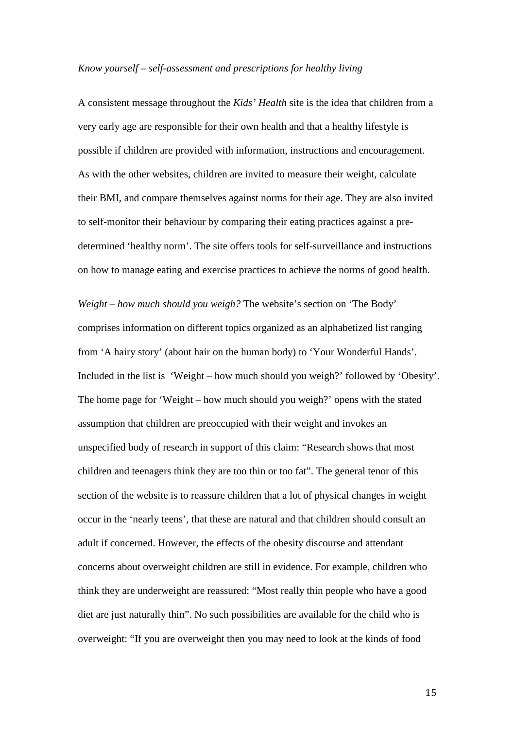*Know yourself – self-assessment and prescriptions for healthy living*

A consistent message throughout the *Kids' Health* site is the idea that children from a very early age are responsible for their own health and that a healthy lifestyle is possible if children are provided with information, instructions and encouragement. As with the other websites, children are invited to measure their weight, calculate their BMI, and compare themselves against norms for their age. They are also invited to self-monitor their behaviour by comparing their eating practices against a pre-determined 'healthy norm'. The site offers tools for self-surveillance and instructions on how to manage eating and exercise practices to achieve the norms of good health.

*Weight – how much should you weigh?* The website's section on 'The Body' comprises information on different topics organized as an alphabetized list ranging from 'A hairy story' (about hair on the human body) to 'Your Wonderful Hands'. Included in the list is 'Weight – how much should you weigh?' followed by 'Obesity'. The home page for 'Weight – how much should you weigh?' opens with the stated assumption that children are preoccupied with their weight and invokes an unspecified body of research in support of this claim: "Research shows that most children and teenagers think they are too thin or too fat". The general tenor of this section of the website is to reassure children that a lot of physical changes in weight occur in the 'nearly teens', that these are natural and that children should consult an adult if concerned. However, the effects of the obesity discourse and attendant concerns about overweight children are still in evidence. For example, children who think they are underweight are reassured: "Most really thin people who have a good diet are just naturally thin". No such possibilities are available for the child who is overweight: "If you are overweight then you may need to look at the kinds of food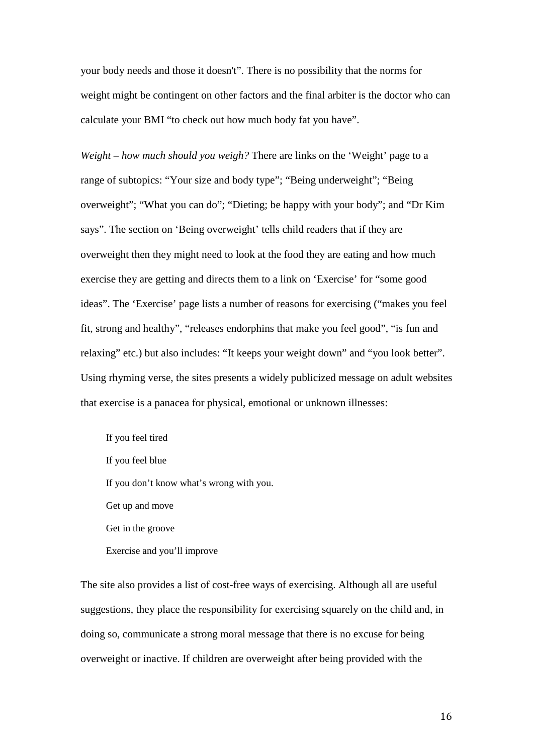your body needs and those it doesn't". There is no possibility that the norms for weight might be contingent on other factors and the final arbiter is the doctor who can calculate your BMI "to check out how much body fat you have".

*Weight – how much should you weigh?* There are links on the 'Weight' page to a range of subtopics: "Your size and body type"; "Being underweight"; "Being overweight"; "What you can do"; "Dieting; be happy with your body"; and "Dr Kim says". The section on 'Being overweight' tells child readers that if they are overweight then they might need to look at the food they are eating and how much exercise they are getting and directs them to a link on 'Exercise' for "some good ideas". The 'Exercise' page lists a number of reasons for exercising ("makes you feel fit, strong and healthy", "releases endorphins that make you feel good", "is fun and relaxing" etc.) but also includes: "It keeps your weight down" and "you look better". Using rhyming verse, the sites presents a widely publicized message on adult websites that exercise is a panacea for physical, emotional or unknown illnesses:

> If you feel tired
> If you feel blue
> If you don't know what's wrong with you.
> Get up and move
> Get in the groove
> Exercise and you'll improve

The site also provides a list of cost-free ways of exercising. Although all are useful suggestions, they place the responsibility for exercising squarely on the child and, in doing so, communicate a strong moral message that there is no excuse for being overweight or inactive. If children are overweight after being provided with the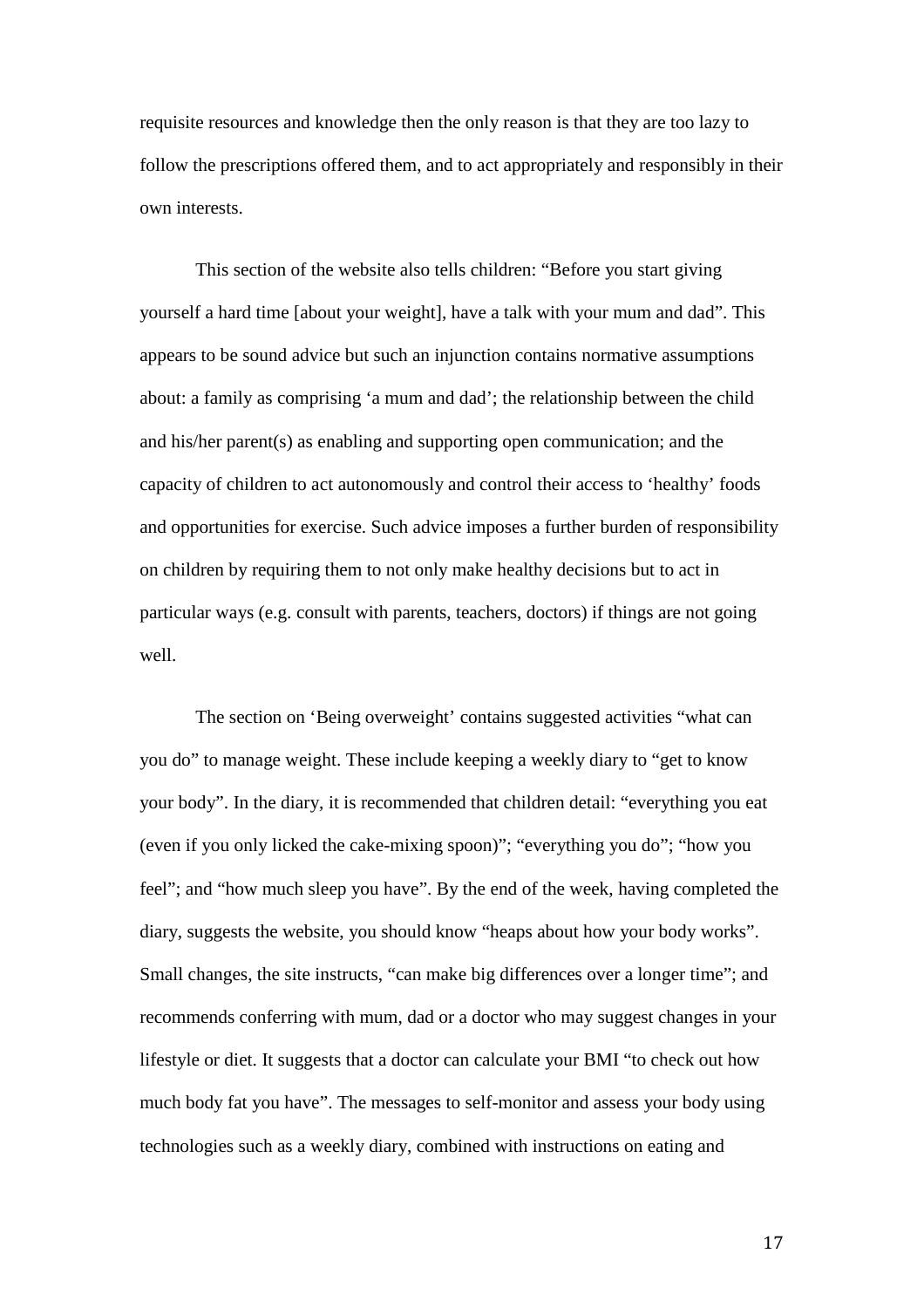requisite resources and knowledge then the only reason is that they are too lazy to follow the prescriptions offered them, and to act appropriately and responsibly in their own interests.

This section of the website also tells children: "Before you start giving yourself a hard time [about your weight], have a talk with your mum and dad". This appears to be sound advice but such an injunction contains normative assumptions about: a family as comprising 'a mum and dad'; the relationship between the child and his/her parent(s) as enabling and supporting open communication; and the capacity of children to act autonomously and control their access to 'healthy' foods and opportunities for exercise. Such advice imposes a further burden of responsibility on children by requiring them to not only make healthy decisions but to act in particular ways (e.g. consult with parents, teachers, doctors) if things are not going well.

The section on 'Being overweight' contains suggested activities "what can you do" to manage weight. These include keeping a weekly diary to "get to know your body". In the diary, it is recommended that children detail: "everything you eat (even if you only licked the cake-mixing spoon)"; "everything you do"; "how you feel"; and "how much sleep you have". By the end of the week, having completed the diary, suggests the website, you should know "heaps about how your body works". Small changes, the site instructs, "can make big differences over a longer time"; and recommends conferring with mum, dad or a doctor who may suggest changes in your lifestyle or diet. It suggests that a doctor can calculate your BMI "to check out how much body fat you have". The messages to self-monitor and assess your body using technologies such as a weekly diary, combined with instructions on eating and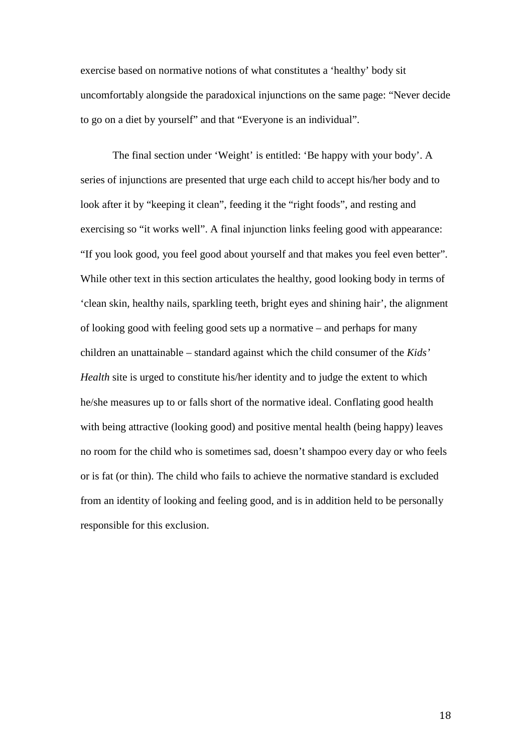exercise based on normative notions of what constitutes a 'healthy' body sit uncomfortably alongside the paradoxical injunctions on the same page: "Never decide to go on a diet by yourself" and that "Everyone is an individual".

The final section under 'Weight' is entitled: 'Be happy with your body'. A series of injunctions are presented that urge each child to accept his/her body and to look after it by "keeping it clean", feeding it the "right foods", and resting and exercising so "it works well". A final injunction links feeling good with appearance: "If you look good, you feel good about yourself and that makes you feel even better". While other text in this section articulates the healthy, good looking body in terms of 'clean skin, healthy nails, sparkling teeth, bright eyes and shining hair', the alignment of looking good with feeling good sets up a normative – and perhaps for many children an unattainable – standard against which the child consumer of the *Kids' Health* site is urged to constitute his/her identity and to judge the extent to which he/she measures up to or falls short of the normative ideal. Conflating good health with being attractive (looking good) and positive mental health (being happy) leaves no room for the child who is sometimes sad, doesn't shampoo every day or who feels or is fat (or thin). The child who fails to achieve the normative standard is excluded from an identity of looking and feeling good, and is in addition held to be personally responsible for this exclusion.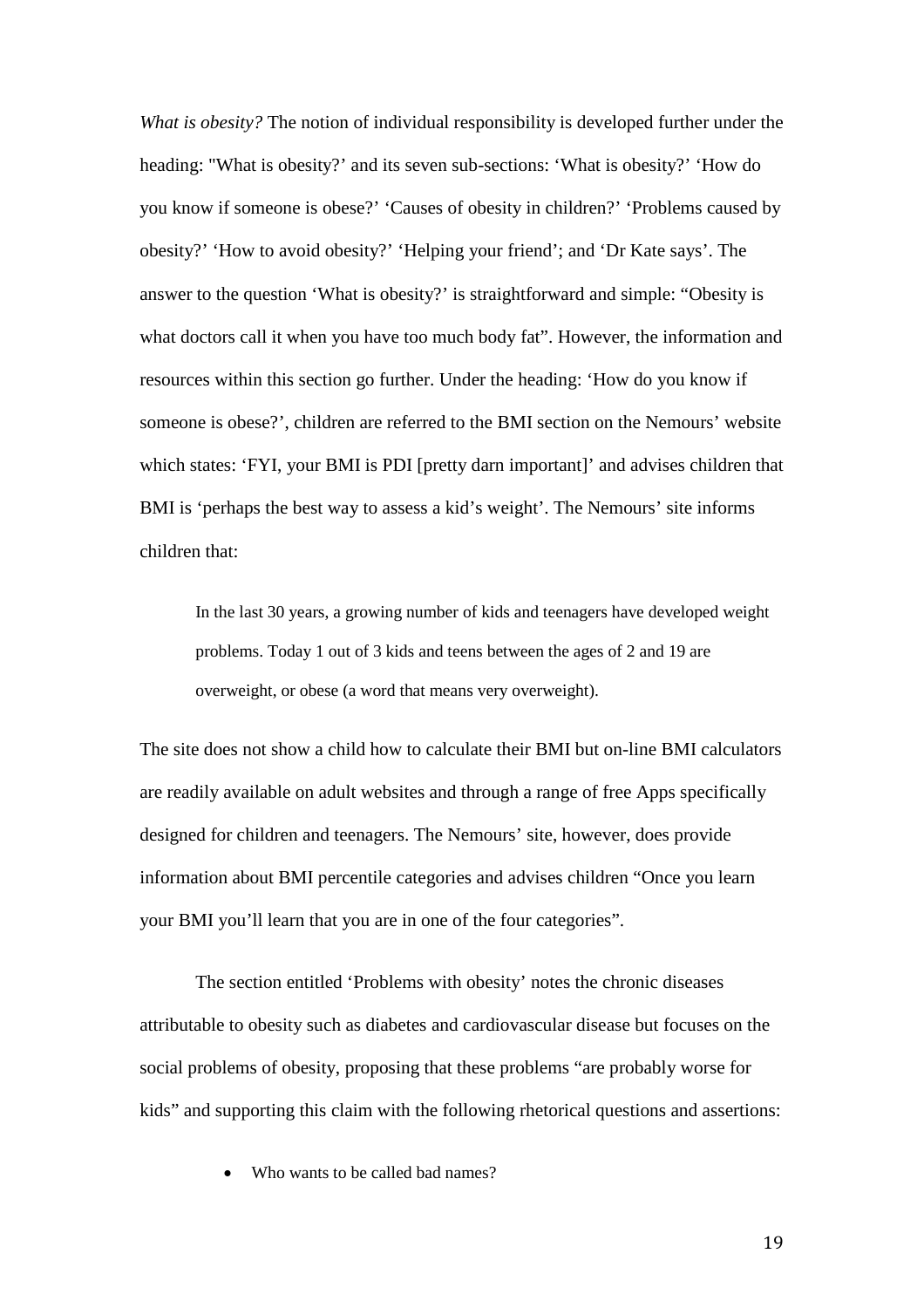*What is obesity?* The notion of individual responsibility is developed further under the heading: "What is obesity?' and its seven sub-sections: 'What is obesity?' 'How do you know if someone is obese?' 'Causes of obesity in children?' 'Problems caused by obesity?' 'How to avoid obesity?' 'Helping your friend'; and 'Dr Kate says'. The answer to the question 'What is obesity?' is straightforward and simple: "Obesity is what doctors call it when you have too much body fat". However, the information and resources within this section go further. Under the heading: 'How do you know if someone is obese?', children are referred to the BMI section on the Nemours' website which states: 'FYI, your BMI is PDI [pretty darn important]' and advises children that BMI is 'perhaps the best way to assess a kid's weight'. The Nemours' site informs children that:

> In the last 30 years, a growing number of kids and teenagers have developed weight problems. Today 1 out of 3 kids and teens between the ages of 2 and 19 are overweight, or obese (a word that means very overweight).

The site does not show a child how to calculate their BMI but on-line BMI calculators are readily available on adult websites and through a range of free Apps specifically designed for children and teenagers. The Nemours' site, however, does provide information about BMI percentile categories and advises children "Once you learn your BMI you'll learn that you are in one of the four categories".

The section entitled 'Problems with obesity' notes the chronic diseases attributable to obesity such as diabetes and cardiovascular disease but focuses on the social problems of obesity, proposing that these problems "are probably worse for kids" and supporting this claim with the following rhetorical questions and assertions:

- Who wants to be called bad names?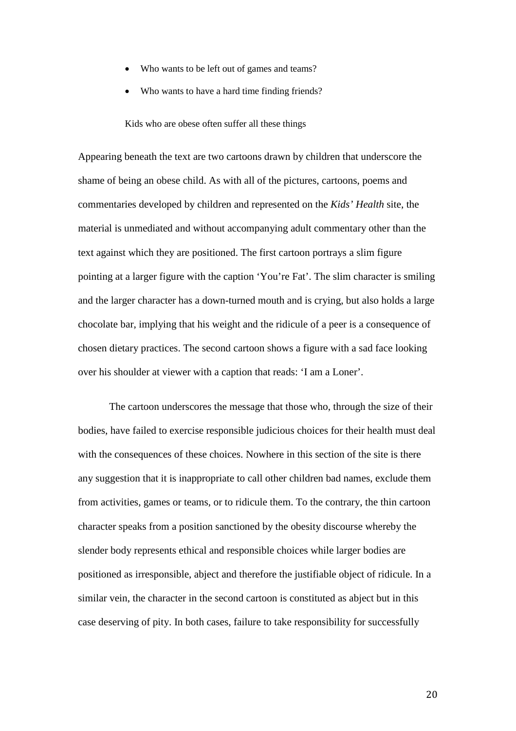- Who wants to be left out of games and teams?
- Who wants to have a hard time finding friends?

Kids who are obese often suffer all these things

Appearing beneath the text are two cartoons drawn by children that underscore the shame of being an obese child. As with all of the pictures, cartoons, poems and commentaries developed by children and represented on the *Kids' Health* site, the material is unmediated and without accompanying adult commentary other than the text against which they are positioned. The first cartoon portrays a slim figure pointing at a larger figure with the caption 'You're Fat'. The slim character is smiling and the larger character has a down-turned mouth and is crying, but also holds a large chocolate bar, implying that his weight and the ridicule of a peer is a consequence of chosen dietary practices. The second cartoon shows a figure with a sad face looking over his shoulder at viewer with a caption that reads: 'I am a Loner'.

The cartoon underscores the message that those who, through the size of their bodies, have failed to exercise responsible judicious choices for their health must deal with the consequences of these choices. Nowhere in this section of the site is there any suggestion that it is inappropriate to call other children bad names, exclude them from activities, games or teams, or to ridicule them. To the contrary, the thin cartoon character speaks from a position sanctioned by the obesity discourse whereby the slender body represents ethical and responsible choices while larger bodies are positioned as irresponsible, abject and therefore the justifiable object of ridicule. In a similar vein, the character in the second cartoon is constituted as abject but in this case deserving of pity. In both cases, failure to take responsibility for successfully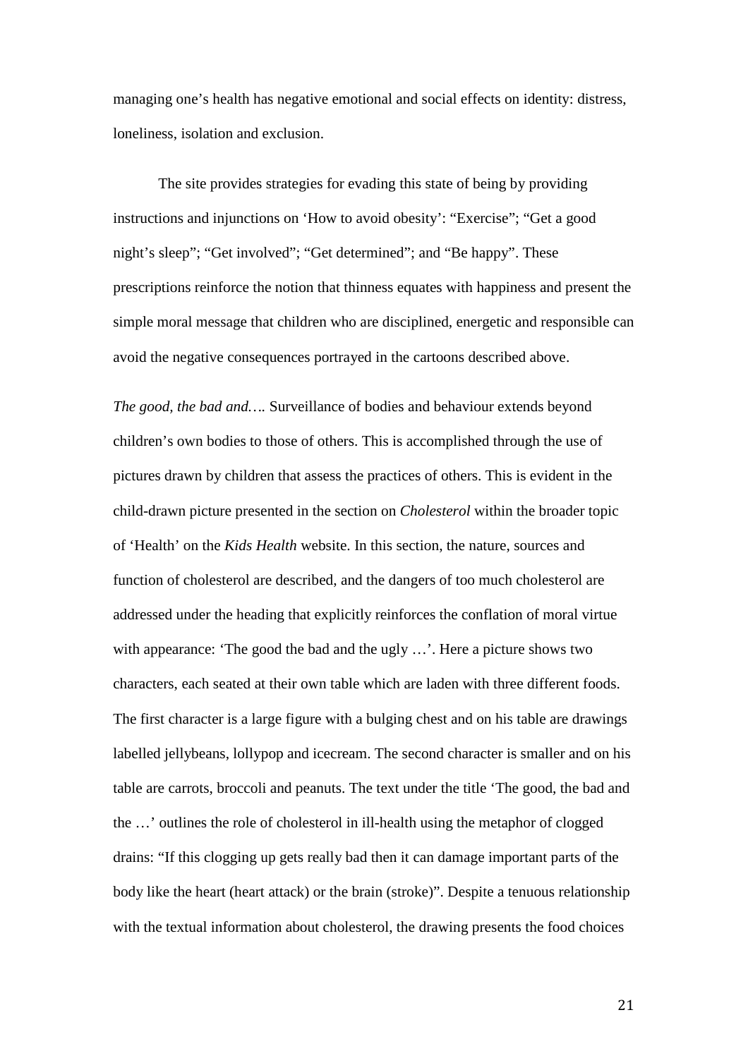managing one's health has negative emotional and social effects on identity: distress, loneliness, isolation and exclusion.

The site provides strategies for evading this state of being by providing instructions and injunctions on 'How to avoid obesity': "Exercise"; "Get a good night's sleep"; "Get involved"; "Get determined"; and "Be happy". These prescriptions reinforce the notion that thinness equates with happiness and present the simple moral message that children who are disciplined, energetic and responsible can avoid the negative consequences portrayed in the cartoons described above.

*The good, the bad and….* Surveillance of bodies and behaviour extends beyond children's own bodies to those of others. This is accomplished through the use of pictures drawn by children that assess the practices of others. This is evident in the child-drawn picture presented in the section on *Cholesterol* within the broader topic of 'Health' on the *Kids Health* website. In this section, the nature, sources and function of cholesterol are described, and the dangers of too much cholesterol are addressed under the heading that explicitly reinforces the conflation of moral virtue with appearance: 'The good the bad and the ugly …'. Here a picture shows two characters, each seated at their own table which are laden with three different foods. The first character is a large figure with a bulging chest and on his table are drawings labelled jellybeans, lollypop and icecream. The second character is smaller and on his table are carrots, broccoli and peanuts. The text under the title 'The good, the bad and the …' outlines the role of cholesterol in ill-health using the metaphor of clogged drains: "If this clogging up gets really bad then it can damage important parts of the body like the heart (heart attack) or the brain (stroke)". Despite a tenuous relationship with the textual information about cholesterol, the drawing presents the food choices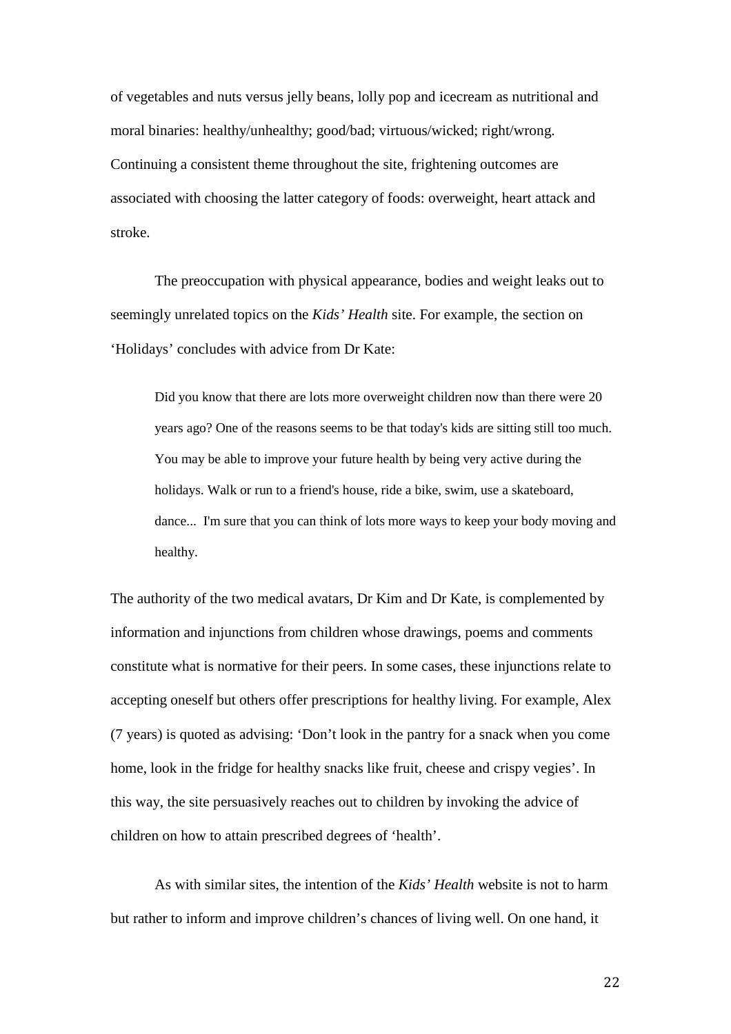of vegetables and nuts versus jelly beans, lolly pop and icecream as nutritional and moral binaries: healthy/unhealthy; good/bad; virtuous/wicked; right/wrong. Continuing a consistent theme throughout the site, frightening outcomes are associated with choosing the latter category of foods: overweight, heart attack and stroke.

The preoccupation with physical appearance, bodies and weight leaks out to seemingly unrelated topics on the *Kids' Health* site. For example, the section on 'Holidays' concludes with advice from Dr Kate:

> Did you know that there are lots more overweight children now than there were 20 years ago? One of the reasons seems to be that today's kids are sitting still too much. You may be able to improve your future health by being very active during the holidays. Walk or run to a friend's house, ride a bike, swim, use a skateboard, dance... I'm sure that you can think of lots more ways to keep your body moving and healthy.

The authority of the two medical avatars, Dr Kim and Dr Kate, is complemented by information and injunctions from children whose drawings, poems and comments constitute what is normative for their peers. In some cases, these injunctions relate to accepting oneself but others offer prescriptions for healthy living. For example, Alex (7 years) is quoted as advising: 'Don't look in the pantry for a snack when you come home, look in the fridge for healthy snacks like fruit, cheese and crispy vegies'. In this way, the site persuasively reaches out to children by invoking the advice of children on how to attain prescribed degrees of 'health'.

As with similar sites, the intention of the *Kids' Health* website is not to harm but rather to inform and improve children's chances of living well. On one hand, it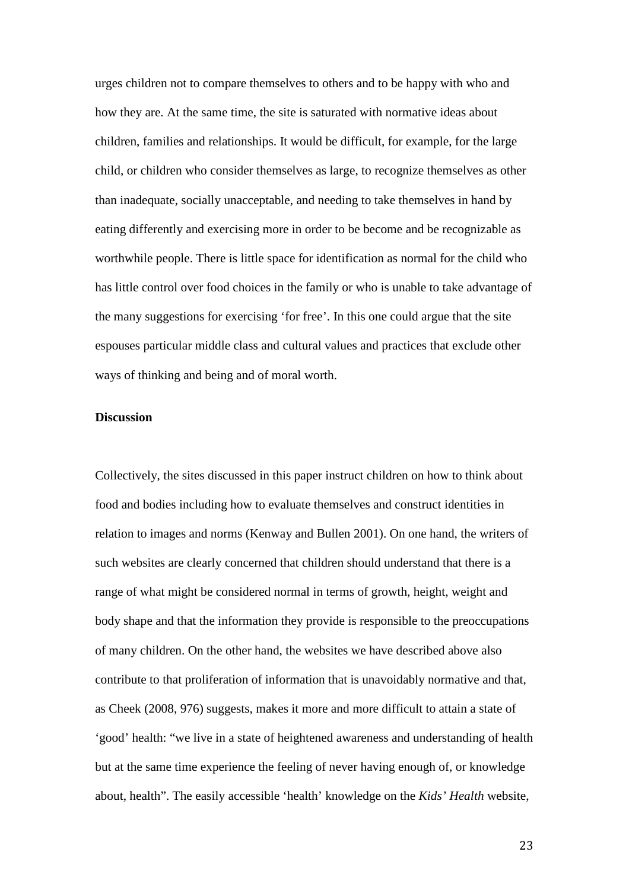urges children not to compare themselves to others and to be happy with who and how they are. At the same time, the site is saturated with normative ideas about children, families and relationships. It would be difficult, for example, for the large child, or children who consider themselves as large, to recognize themselves as other than inadequate, socially unacceptable, and needing to take themselves in hand by eating differently and exercising more in order to be become and be recognizable as worthwhile people. There is little space for identification as normal for the child who has little control over food choices in the family or who is unable to take advantage of the many suggestions for exercising 'for free'. In this one could argue that the site espouses particular middle class and cultural values and practices that exclude other ways of thinking and being and of moral worth.

**Discussion**

Collectively, the sites discussed in this paper instruct children on how to think about food and bodies including how to evaluate themselves and construct identities in relation to images and norms (Kenway and Bullen 2001). On one hand, the writers of such websites are clearly concerned that children should understand that there is a range of what might be considered normal in terms of growth, height, weight and body shape and that the information they provide is responsible to the preoccupations of many children. On the other hand, the websites we have described above also contribute to that proliferation of information that is unavoidably normative and that, as Cheek (2008, 976) suggests, makes it more and more difficult to attain a state of 'good' health: "we live in a state of heightened awareness and understanding of health but at the same time experience the feeling of never having enough of, or knowledge about, health". The easily accessible 'health' knowledge on the *Kids' Health* website,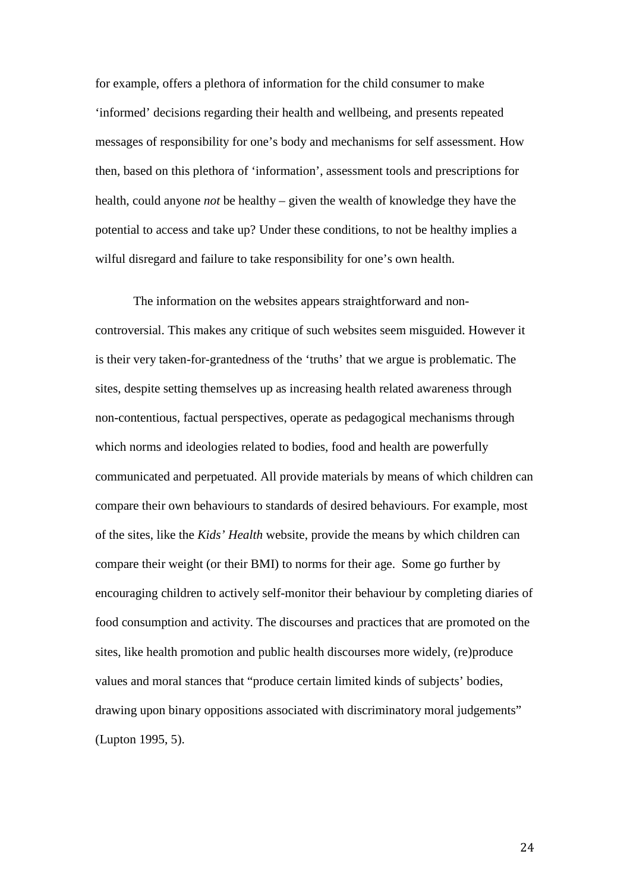for example, offers a plethora of information for the child consumer to make ‘informed’ decisions regarding their health and wellbeing, and presents repeated messages of responsibility for one’s body and mechanisms for self assessment. How then, based on this plethora of ‘information’, assessment tools and prescriptions for health, could anyone *not* be healthy – given the wealth of knowledge they have the potential to access and take up? Under these conditions, to not be healthy implies a wilful disregard and failure to take responsibility for one’s own health.

The information on the websites appears straightforward and non-controversial. This makes any critique of such websites seem misguided. However it is their very taken-for-grantedness of the ‘truths’ that we argue is problematic. The sites, despite setting themselves up as increasing health related awareness through non-contentious, factual perspectives, operate as pedagogical mechanisms through which norms and ideologies related to bodies, food and health are powerfully communicated and perpetuated. All provide materials by means of which children can compare their own behaviours to standards of desired behaviours. For example, most of the sites, like the *Kids’ Health* website, provide the means by which children can compare their weight (or their BMI) to norms for their age. Some go further by encouraging children to actively self-monitor their behaviour by completing diaries of food consumption and activity. The discourses and practices that are promoted on the sites, like health promotion and public health discourses more widely, (re)produce values and moral stances that “produce certain limited kinds of subjects’ bodies, drawing upon binary oppositions associated with discriminatory moral judgements” (Lupton 1995, 5).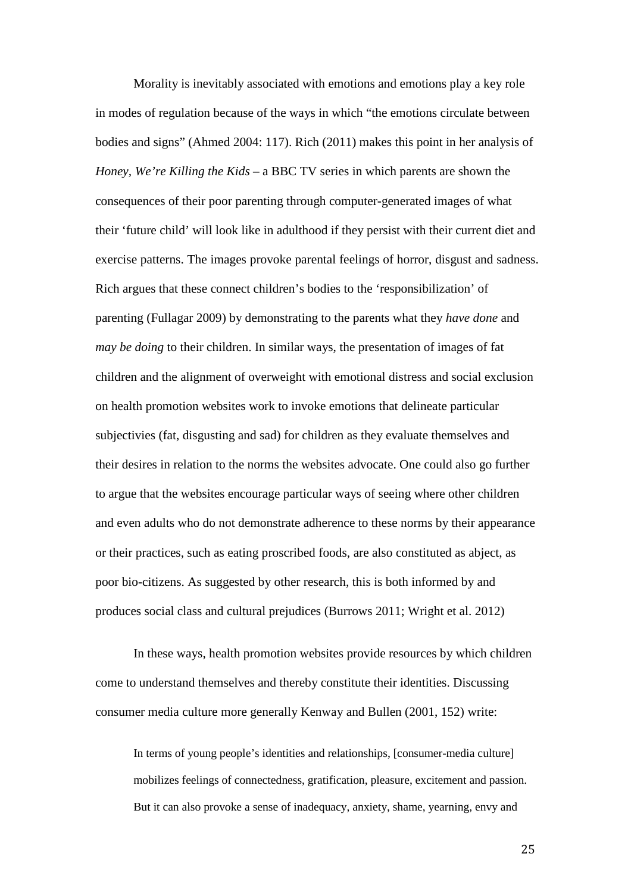Morality is inevitably associated with emotions and emotions play a key role in modes of regulation because of the ways in which "the emotions circulate between bodies and signs" (Ahmed 2004: 117). Rich (2011) makes this point in her analysis of *Honey, We're Killing the Kids* – a BBC TV series in which parents are shown the consequences of their poor parenting through computer-generated images of what their 'future child' will look like in adulthood if they persist with their current diet and exercise patterns. The images provoke parental feelings of horror, disgust and sadness. Rich argues that these connect children's bodies to the 'responsibilization' of parenting (Fullagar 2009) by demonstrating to the parents what they *have done* and *may be doing* to their children. In similar ways, the presentation of images of fat children and the alignment of overweight with emotional distress and social exclusion on health promotion websites work to invoke emotions that delineate particular subjectivies (fat, disgusting and sad) for children as they evaluate themselves and their desires in relation to the norms the websites advocate. One could also go further to argue that the websites encourage particular ways of seeing where other children and even adults who do not demonstrate adherence to these norms by their appearance or their practices, such as eating proscribed foods, are also constituted as abject, as poor bio-citizens. As suggested by other research, this is both informed by and produces social class and cultural prejudices (Burrows 2011; Wright et al. 2012)

In these ways, health promotion websites provide resources by which children come to understand themselves and thereby constitute their identities. Discussing consumer media culture more generally Kenway and Bullen (2001, 152) write:

> In terms of young people's identities and relationships, [consumer-media culture] mobilizes feelings of connectedness, gratification, pleasure, excitement and passion. But it can also provoke a sense of inadequacy, anxiety, shame, yearning, envy and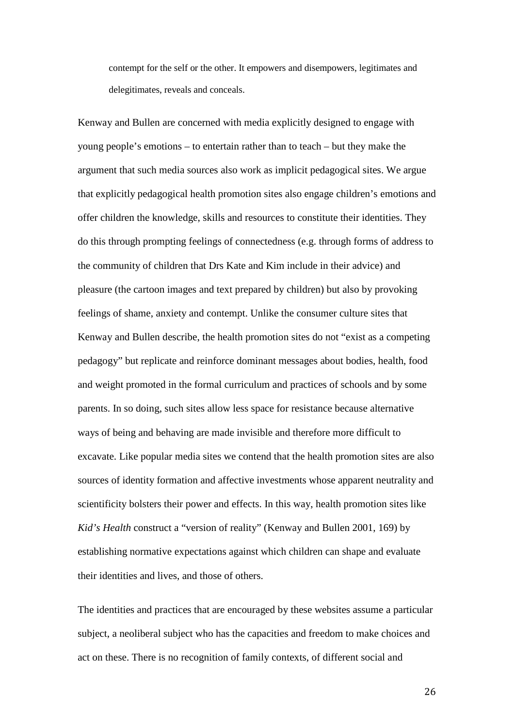> contempt for the self or the other. It empowers and disempowers, legitimates and delegitimates, reveals and conceals.

Kenway and Bullen are concerned with media explicitly designed to engage with young people's emotions – to entertain rather than to teach – but they make the argument that such media sources also work as implicit pedagogical sites. We argue that explicitly pedagogical health promotion sites also engage children's emotions and offer children the knowledge, skills and resources to constitute their identities. They do this through prompting feelings of connectedness (e.g. through forms of address to the community of children that Drs Kate and Kim include in their advice) and pleasure (the cartoon images and text prepared by children) but also by provoking feelings of shame, anxiety and contempt. Unlike the consumer culture sites that Kenway and Bullen describe, the health promotion sites do not "exist as a competing pedagogy" but replicate and reinforce dominant messages about bodies, health, food and weight promoted in the formal curriculum and practices of schools and by some parents. In so doing, such sites allow less space for resistance because alternative ways of being and behaving are made invisible and therefore more difficult to excavate. Like popular media sites we contend that the health promotion sites are also sources of identity formation and affective investments whose apparent neutrality and scientificity bolsters their power and effects. In this way, health promotion sites like *Kid's Health* construct a "version of reality" (Kenway and Bullen 2001, 169) by establishing normative expectations against which children can shape and evaluate their identities and lives, and those of others.

The identities and practices that are encouraged by these websites assume a particular subject, a neoliberal subject who has the capacities and freedom to make choices and act on these. There is no recognition of family contexts, of different social and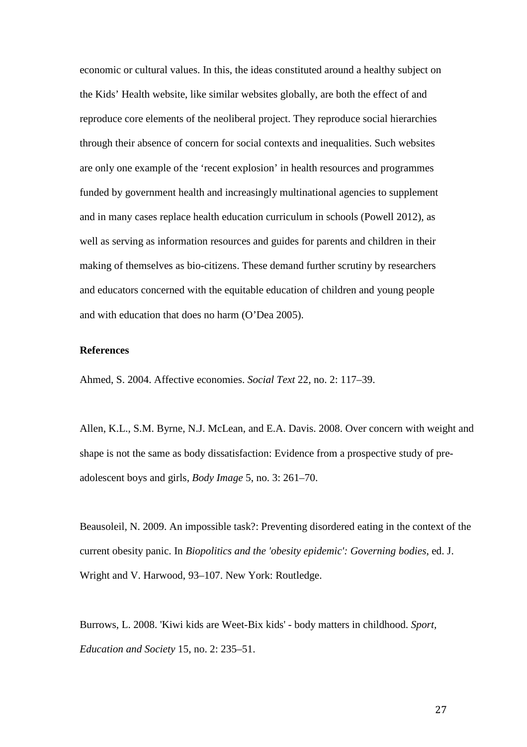economic or cultural values. In this, the ideas constituted around a healthy subject on the Kids' Health website, like similar websites globally, are both the effect of and reproduce core elements of the neoliberal project. They reproduce social hierarchies through their absence of concern for social contexts and inequalities. Such websites are only one example of the 'recent explosion' in health resources and programmes funded by government health and increasingly multinational agencies to supplement and in many cases replace health education curriculum in schools (Powell 2012), as well as serving as information resources and guides for parents and children in their making of themselves as bio-citizens. These demand further scrutiny by researchers and educators concerned with the equitable education of children and young people and with education that does no harm (O'Dea 2005).

**References**

Ahmed, S. 2004. Affective economies. *Social Text* 22, no. 2: 117–39.

Allen, K.L., S.M. Byrne, N.J. McLean, and E.A. Davis. 2008. Over concern with weight and shape is not the same as body dissatisfaction: Evidence from a prospective study of pre-adolescent boys and girls, *Body Image* 5, no. 3: 261–70.

Beausoleil, N. 2009. An impossible task?: Preventing disordered eating in the context of the current obesity panic. In *Biopolitics and the 'obesity epidemic': Governing bodies*, ed. J. Wright and V. Harwood, 93–107. New York: Routledge.

Burrows, L. 2008. 'Kiwi kids are Weet-Bix kids' - body matters in childhood. *Sport, Education and Society* 15, no. 2: 235–51.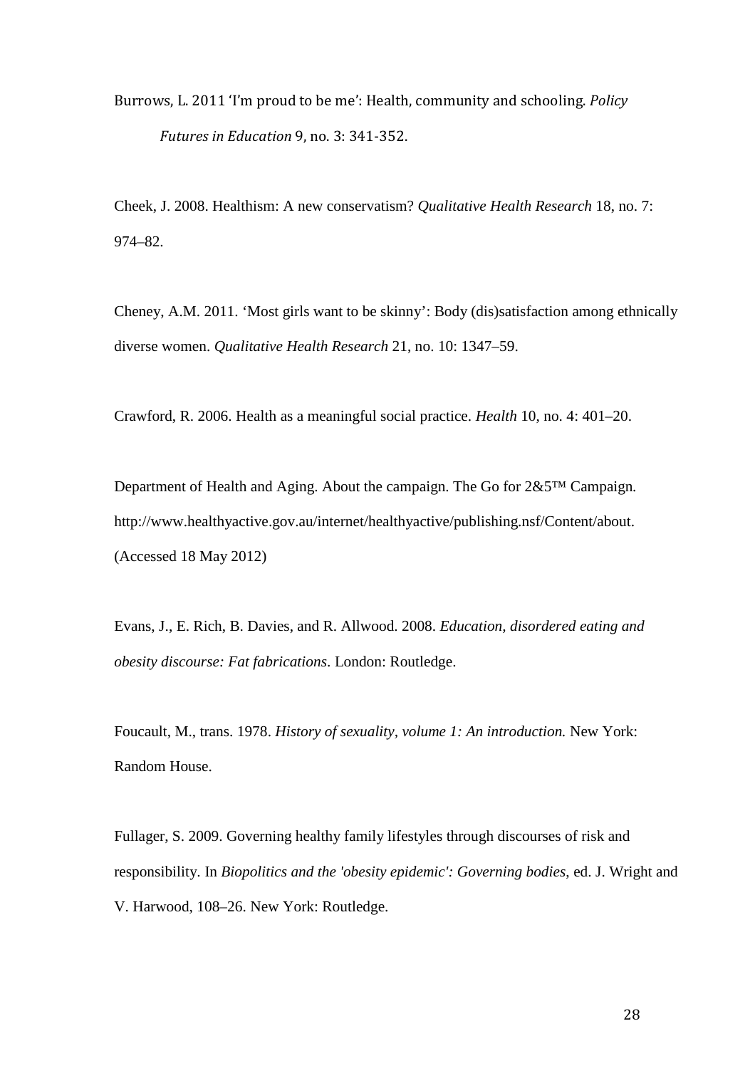Burrows, L. 2011 'I'm proud to be me': Health, community and schooling. *Policy Futures in Education* 9, no. 3: 341-352.

Cheek, J. 2008. Healthism: A new conservatism? *Qualitative Health Research* 18, no. 7: 974–82.

Cheney, A.M. 2011. 'Most girls want to be skinny': Body (dis)satisfaction among ethnically diverse women. *Qualitative Health Research* 21, no. 10: 1347–59.

Crawford, R. 2006. Health as a meaningful social practice. *Health* 10, no. 4: 401–20.

Department of Health and Aging. About the campaign. The Go for 2&5™ Campaign. http://www.healthyactive.gov.au/internet/healthyactive/publishing.nsf/Content/about. (Accessed 18 May 2012)

Evans, J., E. Rich, B. Davies, and R. Allwood. 2008. *Education, disordered eating and obesity discourse: Fat fabrications*. London: Routledge.

Foucault, M., trans. 1978. *History of sexuality, volume 1: An introduction.* New York: Random House.

Fullager, S. 2009. Governing healthy family lifestyles through discourses of risk and responsibility. In *Biopolitics and the 'obesity epidemic': Governing bodies*, ed. J. Wright and V. Harwood, 108–26. New York: Routledge.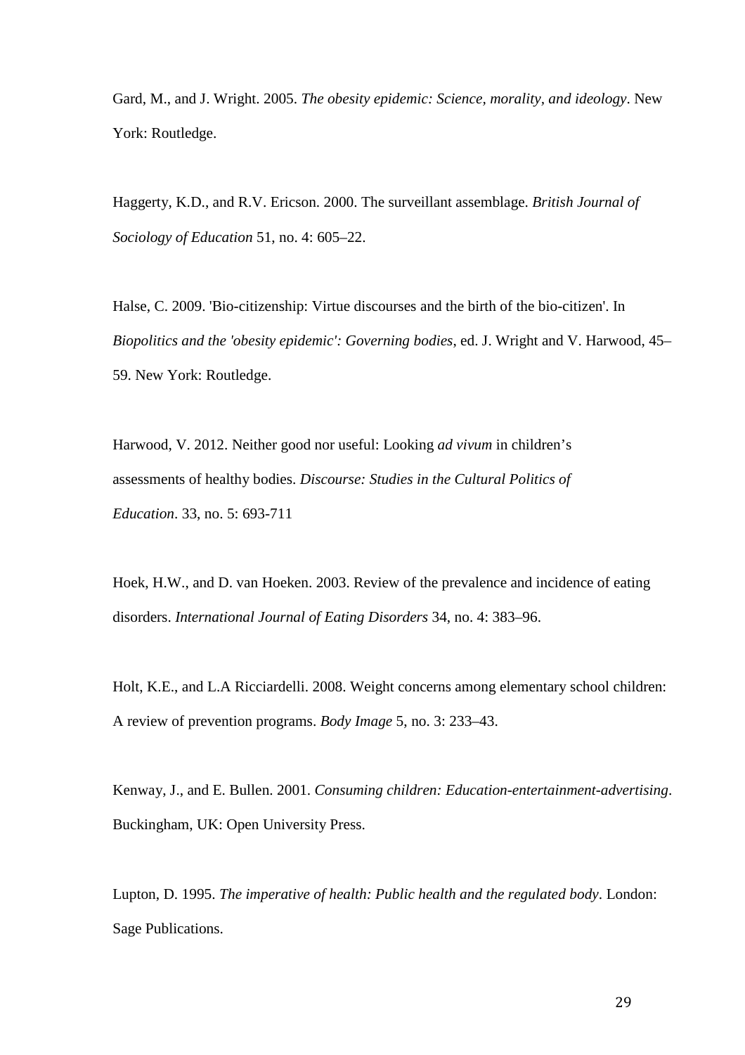Gard, M., and J. Wright. 2005. *The obesity epidemic: Science, morality, and ideology*. New York: Routledge.

Haggerty, K.D., and R.V. Ericson. 2000. The surveillant assemblage. *British Journal of Sociology of Education* 51, no. 4: 605–22.

Halse, C. 2009. 'Bio-citizenship: Virtue discourses and the birth of the bio-citizen'. In *Biopolitics and the 'obesity epidemic': Governing bodies*, ed. J. Wright and V. Harwood, 45–59. New York: Routledge.

Harwood, V. 2012. Neither good nor useful: Looking *ad vivum* in children's assessments of healthy bodies. *Discourse: Studies in the Cultural Politics of Education*. 33, no. 5: 693-711

Hoek, H.W., and D. van Hoeken. 2003. Review of the prevalence and incidence of eating disorders. *International Journal of Eating Disorders* 34, no. 4: 383–96.

Holt, K.E., and L.A Ricciardelli. 2008. Weight concerns among elementary school children: A review of prevention programs. *Body Image* 5, no. 3: 233–43.

Kenway, J., and E. Bullen. 2001. *Consuming children: Education-entertainment-advertising*. Buckingham, UK: Open University Press.

Lupton, D. 1995. *The imperative of health: Public health and the regulated body*. London: Sage Publications.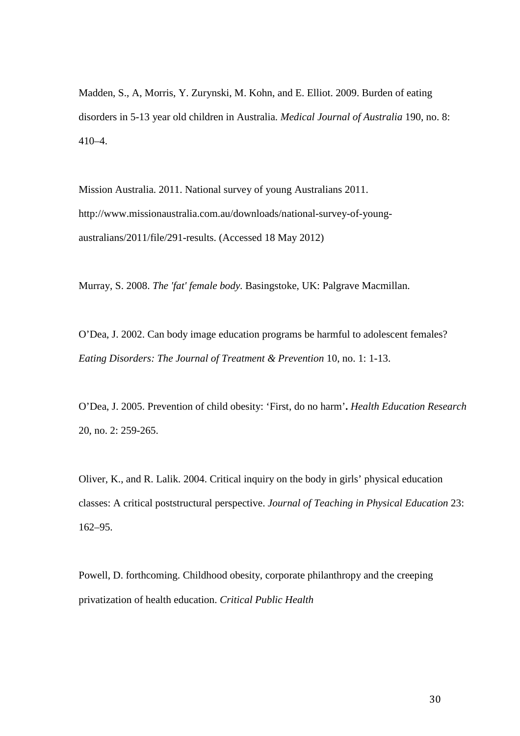Madden, S., A, Morris, Y. Zurynski, M. Kohn, and E. Elliot. 2009. Burden of eating disorders in 5-13 year old children in Australia. *Medical Journal of Australia* 190, no. 8: 410–4.

Mission Australia. 2011. National survey of young Australians 2011. http://www.missionaustralia.com.au/downloads/national-survey-of-young-australians/2011/file/291-results. (Accessed 18 May 2012)

Murray, S. 2008. *The 'fat' female body*. Basingstoke, UK: Palgrave Macmillan.

O'Dea, J. 2002. Can body image education programs be harmful to adolescent females? *Eating Disorders: The Journal of Treatment & Prevention* 10, no. 1: 1-13.

O'Dea, J. 2005. Prevention of child obesity: 'First, do no harm'**.** *Health Education Research* 20, no. 2: 259-265.

Oliver, K., and R. Lalik. 2004. Critical inquiry on the body in girls' physical education classes: A critical poststructural perspective. *Journal of Teaching in Physical Education* 23: 162–95.

Powell, D. forthcoming. Childhood obesity, corporate philanthropy and the creeping privatization of health education. *Critical Public Health*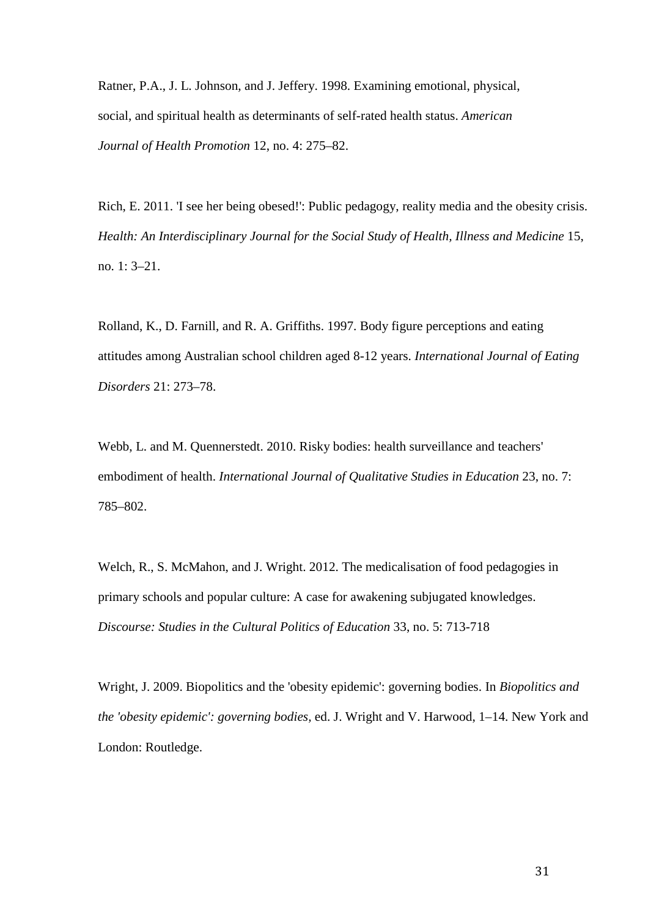Ratner, P.A., J. L. Johnson, and J. Jeffery. 1998. Examining emotional, physical, social, and spiritual health as determinants of self-rated health status. *American Journal of Health Promotion* 12, no. 4: 275–82.

Rich, E. 2011. 'I see her being obesed!': Public pedagogy, reality media and the obesity crisis. *Health: An Interdisciplinary Journal for the Social Study of Health, Illness and Medicine* 15, no. 1: 3–21.

Rolland, K., D. Farnill, and R. A. Griffiths. 1997. Body figure perceptions and eating attitudes among Australian school children aged 8-12 years. *International Journal of Eating Disorders* 21: 273–78.

Webb, L. and M. Quennerstedt. 2010. Risky bodies: health surveillance and teachers' embodiment of health. *International Journal of Qualitative Studies in Education* 23, no. 7: 785–802.

Welch, R., S. McMahon, and J. Wright. 2012. The medicalisation of food pedagogies in primary schools and popular culture: A case for awakening subjugated knowledges. *Discourse: Studies in the Cultural Politics of Education* 33, no. 5: 713-718

Wright, J. 2009. Biopolitics and the 'obesity epidemic': governing bodies. In *Biopolitics and the 'obesity epidemic': governing bodies*, ed. J. Wright and V. Harwood, 1–14. New York and London: Routledge.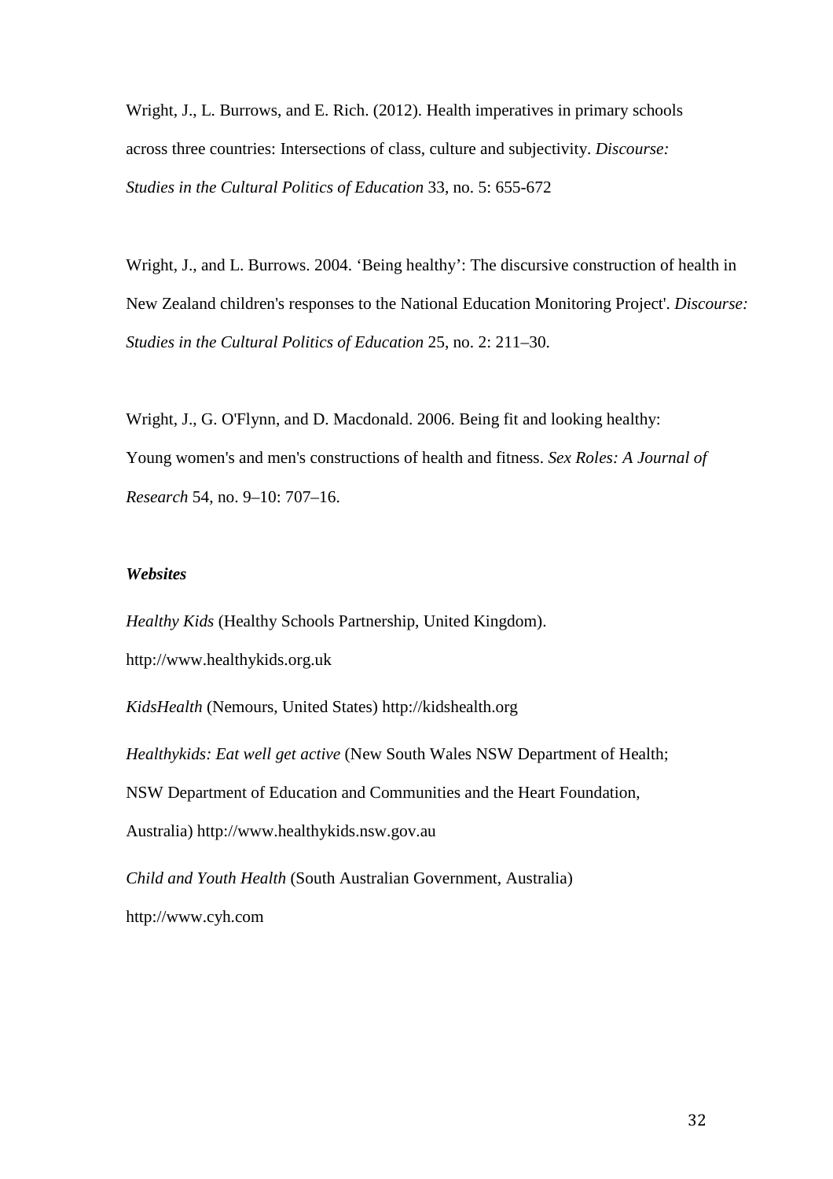Wright, J., L. Burrows, and E. Rich. (2012). Health imperatives in primary schools across three countries: Intersections of class, culture and subjectivity. *Discourse: Studies in the Cultural Politics of Education* 33, no. 5: 655-672

Wright, J., and L. Burrows. 2004. 'Being healthy': The discursive construction of health in New Zealand children's responses to the National Education Monitoring Project'. *Discourse: Studies in the Cultural Politics of Education* 25, no. 2: 211–30.

Wright, J., G. O'Flynn, and D. Macdonald. 2006. Being fit and looking healthy: Young women's and men's constructions of health and fitness. *Sex Roles: A Journal of Research* 54, no. 9–10: 707–16.

***Websites***

*Healthy Kids* (Healthy Schools Partnership, United Kingdom). http://www.healthykids.org.uk

*KidsHealth* (Nemours, United States) http://kidshealth.org

*Healthykids: Eat well get active* (New South Wales NSW Department of Health; NSW Department of Education and Communities and the Heart Foundation, Australia) http://www.healthykids.nsw.gov.au

*Child and Youth Health* (South Australian Government, Australia) http://www.cyh.com